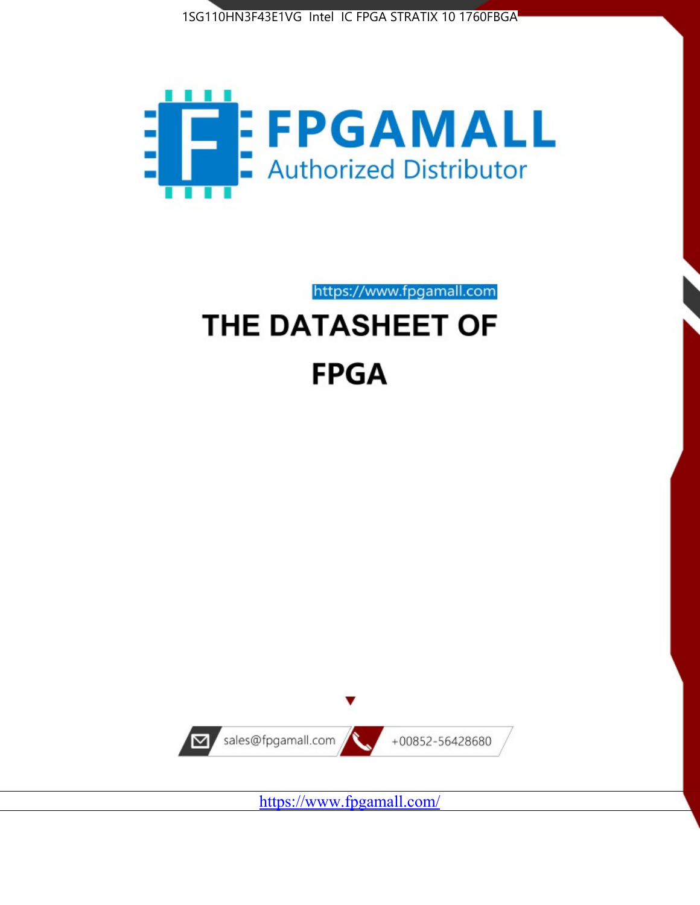1SG110HN3F43E1VG Intel IC FPGA STRATIX 10 1760FBGA

FPGAMALL

Authorized Distributor

https://www.fpgamall.com

# THE DATASHEET OF

# FPGA

sales@fpgamall.com

+00852-56428680

https://www.fpgamall.com/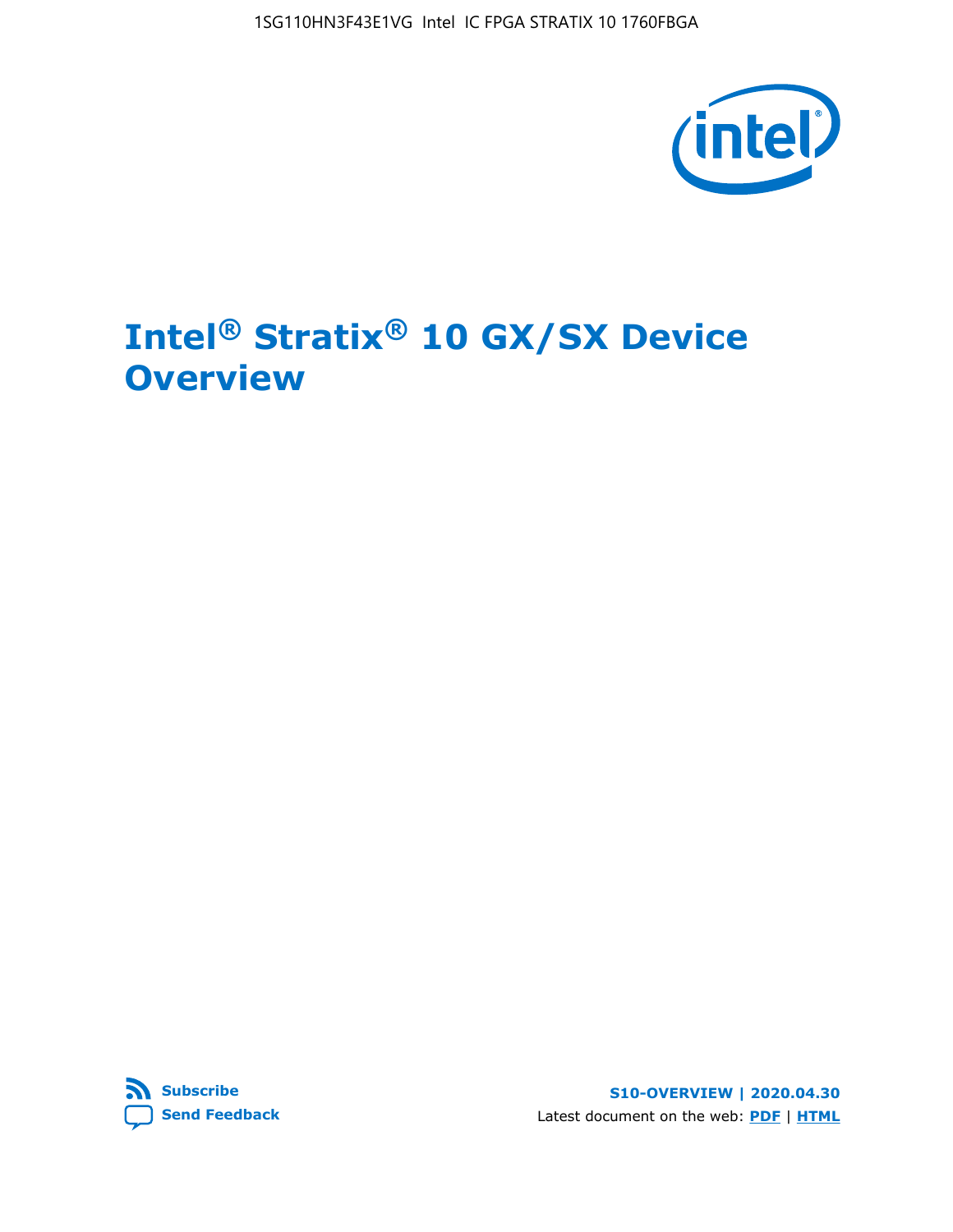# Intel® Stratix® 10 GX/SX Device Overview

**Subscribe**

**Send Feedback**

**S10-OVERVIEW | 2020.04.30**

Latest document on the web: **PDF** | **HTML**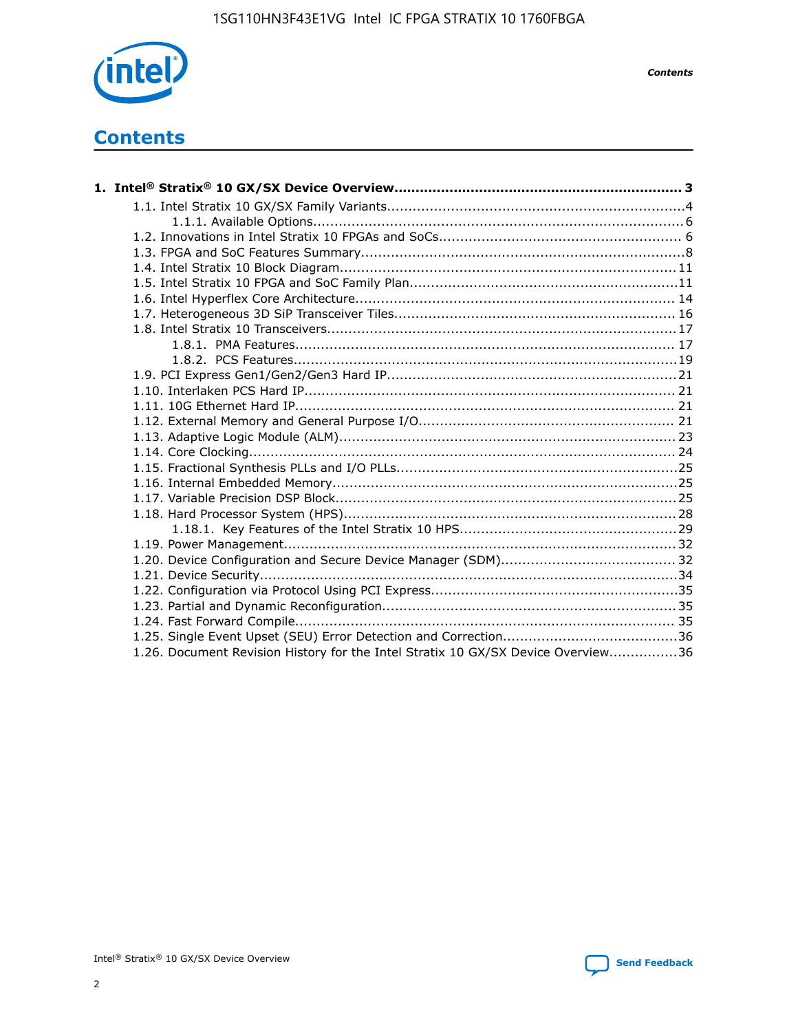# Contents

**1. Intel® Stratix® 10 GX/SX Device Overview................................................................... 3**

- 1.1. Intel Stratix 10 GX/SX Family Variants.....................................................................4
  - 1.1.1. Available Options...................................................................................... 6
- 1.2. Innovations in Intel Stratix 10 FPGAs and SoCs........................................................ 6
- 1.3. FPGA and SoC Features Summary...........................................................................8
- 1.4. Intel Stratix 10 Block Diagram.............................................................................. 11
- 1.5. Intel Stratix 10 FPGA and SoC Family Plan..............................................................11
- 1.6. Intel Hyperflex Core Architecture.......................................................................... 14
- 1.7. Heterogeneous 3D SiP Transceiver Tiles................................................................. 16
- 1.8. Intel Stratix 10 Transceivers................................................................................. 17
  - 1.8.1. PMA Features........................................................................................ 17
  - 1.8.2. PCS Features.........................................................................................19
- 1.9. PCI Express Gen1/Gen2/Gen3 Hard IP...................................................................21
- 1.10. Interlaken PCS Hard IP...................................................................................... 21
- 1.11. 10G Ethernet Hard IP........................................................................................ 21
- 1.12. External Memory and General Purpose I/O........................................................... 21
- 1.13. Adaptive Logic Module (ALM).............................................................................. 23
- 1.14. Core Clocking................................................................................................... 24
- 1.15. Fractional Synthesis PLLs and I/O PLLs.................................................................25
- 1.16. Internal Embedded Memory................................................................................25
- 1.17. Variable Precision DSP Block...............................................................................25
- 1.18. Hard Processor System (HPS).............................................................................28
  - 1.18.1. Key Features of the Intel Stratix 10 HPS..................................................29
- 1.19. Power Management.......................................................................................... 32
- 1.20. Device Configuration and Secure Device Manager (SDM)........................................ 32
- 1.21. Device Security.................................................................................................34
- 1.22. Configuration via Protocol Using PCI Express.........................................................35
- 1.23. Partial and Dynamic Reconfiguration.................................................................... 35
- 1.24. Fast Forward Compile........................................................................................ 35
- 1.25. Single Event Upset (SEU) Error Detection and Correction........................................36
- 1.26. Document Revision History for the Intel Stratix 10 GX/SX Device Overview................36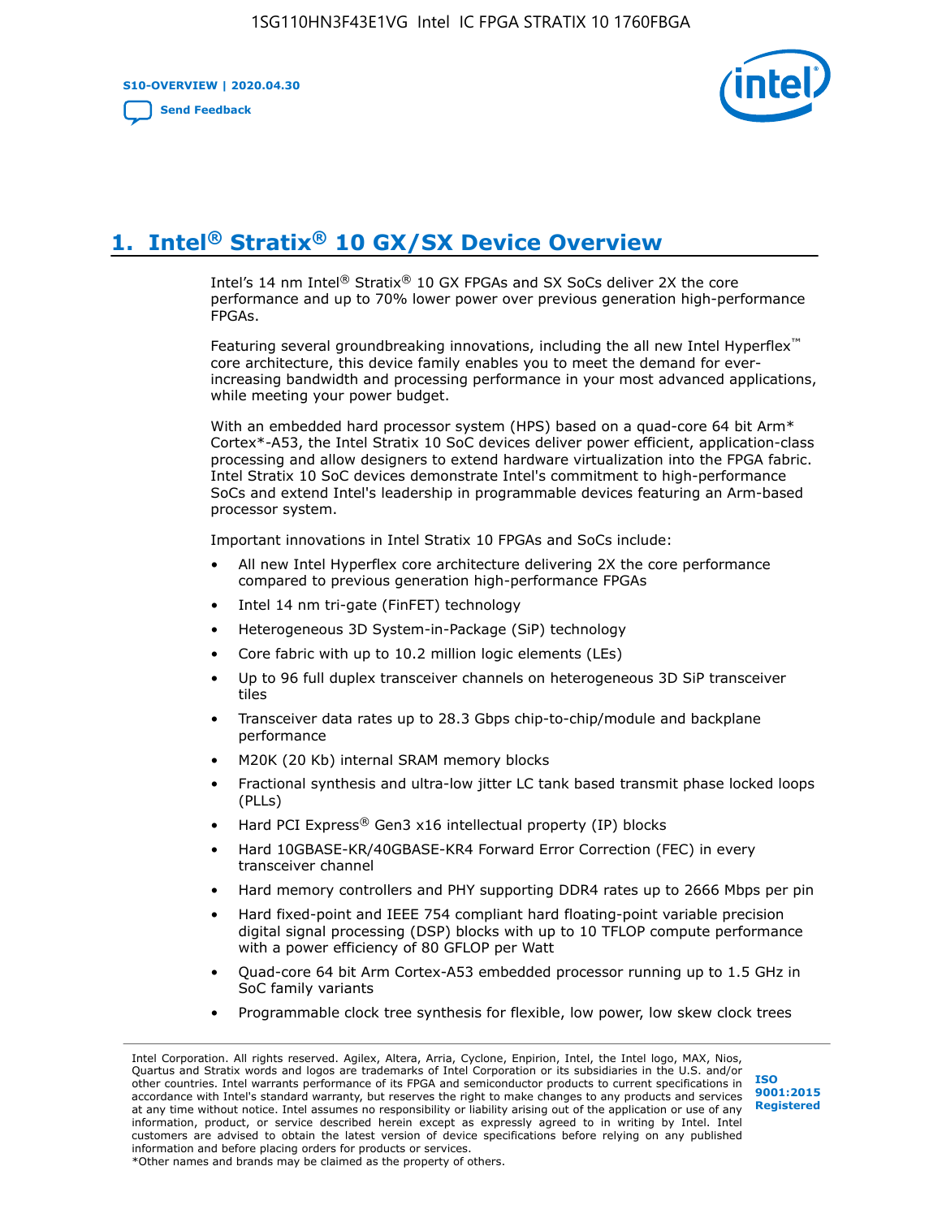# 1. Intel® Stratix® 10 GX/SX Device Overview

Intel's 14 nm Intel® Stratix® 10 GX FPGAs and SX SoCs deliver 2X the core performance and up to 70% lower power over previous generation high-performance FPGAs.

Featuring several groundbreaking innovations, including the all new Intel Hyperflex™ core architecture, this device family enables you to meet the demand for ever-increasing bandwidth and processing performance in your most advanced applications, while meeting your power budget.

With an embedded hard processor system (HPS) based on a quad-core 64 bit Arm* Cortex*-A53, the Intel Stratix 10 SoC devices deliver power efficient, application-class processing and allow designers to extend hardware virtualization into the FPGA fabric. Intel Stratix 10 SoC devices demonstrate Intel's commitment to high-performance SoCs and extend Intel's leadership in programmable devices featuring an Arm-based processor system.

Important innovations in Intel Stratix 10 FPGAs and SoCs include:

- All new Intel Hyperflex core architecture delivering 2X the core performance compared to previous generation high-performance FPGAs
- Intel 14 nm tri-gate (FinFET) technology
- Heterogeneous 3D System-in-Package (SiP) technology
- Core fabric with up to 10.2 million logic elements (LEs)
- Up to 96 full duplex transceiver channels on heterogeneous 3D SiP transceiver tiles
- Transceiver data rates up to 28.3 Gbps chip-to-chip/module and backplane performance
- M20K (20 Kb) internal SRAM memory blocks
- Fractional synthesis and ultra-low jitter LC tank based transmit phase locked loops (PLLs)
- Hard PCI Express® Gen3 x16 intellectual property (IP) blocks
- Hard 10GBASE-KR/40GBASE-KR4 Forward Error Correction (FEC) in every transceiver channel
- Hard memory controllers and PHY supporting DDR4 rates up to 2666 Mbps per pin
- Hard fixed-point and IEEE 754 compliant hard floating-point variable precision digital signal processing (DSP) blocks with up to 10 TFLOP compute performance with a power efficiency of 80 GFLOP per Watt
- Quad-core 64 bit Arm Cortex-A53 embedded processor running up to 1.5 GHz in SoC family variants
- Programmable clock tree synthesis for flexible, low power, low skew clock trees

Intel Corporation. All rights reserved. Agilex, Altera, Arria, Cyclone, Enpirion, Intel, the Intel logo, MAX, Nios, Quartus and Stratix words and logos are trademarks of Intel Corporation or its subsidiaries in the U.S. and/or other countries. Intel warrants performance of its FPGA and semiconductor products to current specifications in accordance with Intel's standard warranty, but reserves the right to make changes to any products and services at any time without notice. Intel assumes no responsibility or liability arising out of the application or use of any information, product, or service described herein except as expressly agreed to in writing by Intel. Intel customers are advised to obtain the latest version of device specifications before relying on any published information and before placing orders for products or services.
*Other names and brands may be claimed as the property of others.

ISO 9001:2015 Registered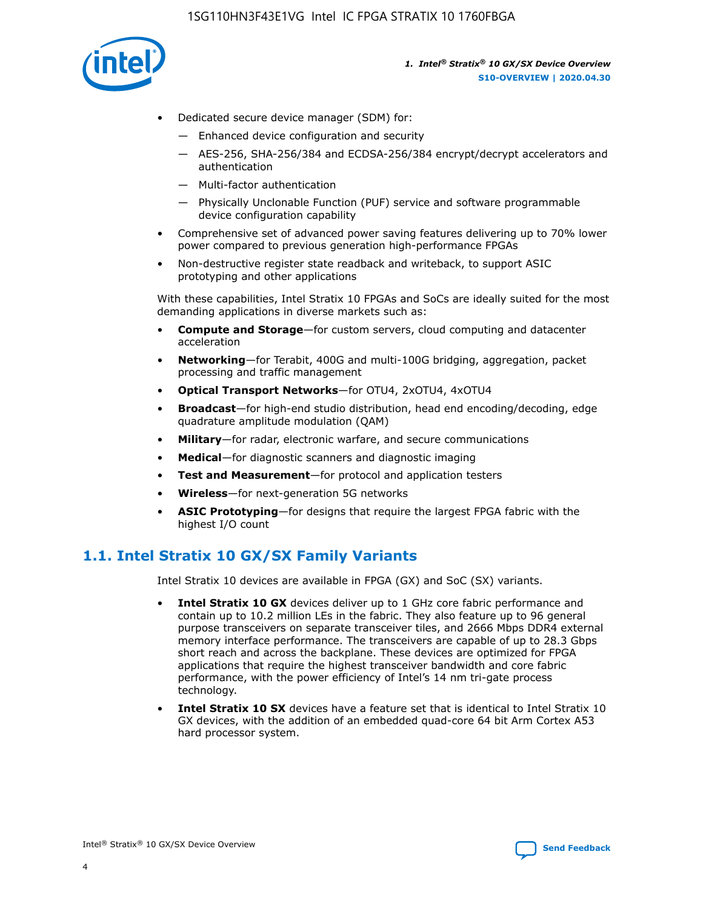- Dedicated secure device manager (SDM) for:
  - Enhanced device configuration and security
  - AES-256, SHA-256/384 and ECDSA-256/384 encrypt/decrypt accelerators and authentication
  - Multi-factor authentication
  - Physically Unclonable Function (PUF) service and software programmable device configuration capability
- Comprehensive set of advanced power saving features delivering up to 70% lower power compared to previous generation high-performance FPGAs
- Non-destructive register state readback and writeback, to support ASIC prototyping and other applications

With these capabilities, Intel Stratix 10 FPGAs and SoCs are ideally suited for the most demanding applications in diverse markets such as:

- **Compute and Storage**—for custom servers, cloud computing and datacenter acceleration
- **Networking**—for Terabit, 400G and multi-100G bridging, aggregation, packet processing and traffic management
- **Optical Transport Networks**—for OTU4, 2xOTU4, 4xOTU4
- **Broadcast**—for high-end studio distribution, head end encoding/decoding, edge quadrature amplitude modulation (QAM)
- **Military**—for radar, electronic warfare, and secure communications
- **Medical**—for diagnostic scanners and diagnostic imaging
- **Test and Measurement**—for protocol and application testers
- **Wireless**—for next-generation 5G networks
- **ASIC Prototyping**—for designs that require the largest FPGA fabric with the highest I/O count

## 1.1. Intel Stratix 10 GX/SX Family Variants

Intel Stratix 10 devices are available in FPGA (GX) and SoC (SX) variants.

- **Intel Stratix 10 GX** devices deliver up to 1 GHz core fabric performance and contain up to 10.2 million LEs in the fabric. They also feature up to 96 general purpose transceivers on separate transceiver tiles, and 2666 Mbps DDR4 external memory interface performance. The transceivers are capable of up to 28.3 Gbps short reach and across the backplane. These devices are optimized for FPGA applications that require the highest transceiver bandwidth and core fabric performance, with the power efficiency of Intel's 14 nm tri-gate process technology.
- **Intel Stratix 10 SX** devices have a feature set that is identical to Intel Stratix 10 GX devices, with the addition of an embedded quad-core 64 bit Arm Cortex A53 hard processor system.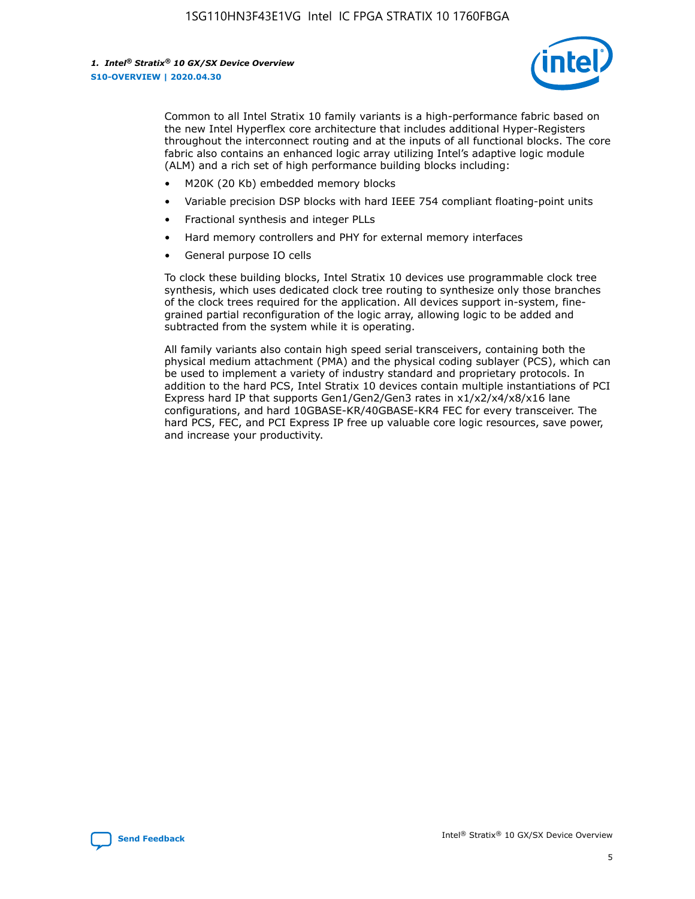Common to all Intel Stratix 10 family variants is a high-performance fabric based on the new Intel Hyperflex core architecture that includes additional Hyper-Registers throughout the interconnect routing and at the inputs of all functional blocks. The core fabric also contains an enhanced logic array utilizing Intel's adaptive logic module (ALM) and a rich set of high performance building blocks including:

- M20K (20 Kb) embedded memory blocks
- Variable precision DSP blocks with hard IEEE 754 compliant floating-point units
- Fractional synthesis and integer PLLs
- Hard memory controllers and PHY for external memory interfaces
- General purpose IO cells

To clock these building blocks, Intel Stratix 10 devices use programmable clock tree synthesis, which uses dedicated clock tree routing to synthesize only those branches of the clock trees required for the application. All devices support in-system, fine-grained partial reconfiguration of the logic array, allowing logic to be added and subtracted from the system while it is operating.

All family variants also contain high speed serial transceivers, containing both the physical medium attachment (PMA) and the physical coding sublayer (PCS), which can be used to implement a variety of industry standard and proprietary protocols. In addition to the hard PCS, Intel Stratix 10 devices contain multiple instantiations of PCI Express hard IP that supports Gen1/Gen2/Gen3 rates in x1/x2/x4/x8/x16 lane configurations, and hard 10GBASE-KR/40GBASE-KR4 FEC for every transceiver. The hard PCS, FEC, and PCI Express IP free up valuable core logic resources, save power, and increase your productivity.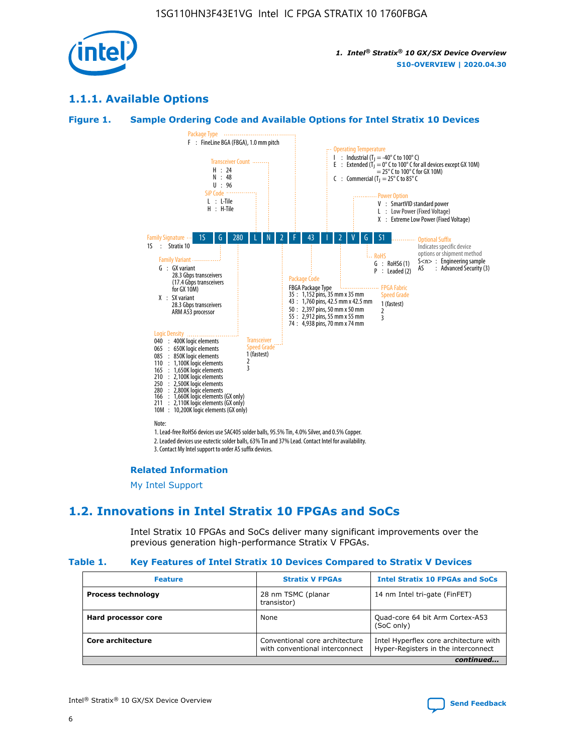## 1.1.1. Available Options

### Figure 1. Sample Ordering Code and Available Options for Intel Stratix 10 Devices

Package Type
F : FineLine BGA (FBGA), 1.0 mm pitch

Transceiver Count
H : 24
N : 48
U : 96

SiP Code
L : L-Tile
H : H-Tile

Operating Temperature
I : Industrial ($T_J$ = -40° C to 100° C)
E : Extended ($T_J$ = 0° C to 100° C for all devices except GX 10M) = 25° C to 100° C for GX 10M)
C : Commercial ($T_J$ = 25° C to 85° C

Power Option
V : SmartVID standard power
L : Low Power (Fixed Voltage)
X : Extreme Low Power (Fixed Voltage)

Family Signature
1S : Stratix 10

1S | G | 280 | L | N | 2 | F | 43 | I | 2 | V | G | S1

Optional Suffix
Indicates specific device options or shipment method
S<n> : Engineering sample
AS : Advanced Security (3)

RoHS
G : RoHS6 (1)
P : Leaded (2)

Family Variant
G : GX variant
28.3 Gbps transceivers
(17.4 Gbps transceivers for GX 10M)
X : SX variant
28.3 Gbps transceivers
ARM A53 processor

Package Code
FBGA Package Type
35 : 1,152 pins, 35 mm x 35 mm
43 : 1,760 pins, 42.5 mm x 42.5 mm
50 : 2,397 pins, 50 mm x 50 mm
55 : 2,912 pins, 55 mm x 55 mm
74 : 4,938 pins, 70 mm x 74 mm

FPGA Fabric Speed Grade
1 (fastest)
2
3

Logic Density
040 : 400K logic elements
065 : 650K logic elements
085 : 850K logic elements
110 : 1,100K logic elements
165 : 1,650K logic elements
210 : 2,100K logic elements
250 : 2,500K logic elements
280 : 2,800K logic elements
166 : 1,660K logic elements (GX only)
211 : 2,110K logic elements (GX only)
10M : 10,200K logic elements (GX only)

Transceiver Speed Grade
1 (fastest)
2
3

Note:
1. Lead-free RoHS6 devices use SAC405 solder balls, 95.5% Tin, 4.0% Silver, and 0.5% Copper.
2. Leaded devices use eutectic solder balls, 63% Tin and 37% Lead. Contact Intel for availability.
3. Contact My Intel support to order AS suffix devices.

#### Related Information

My Intel Support

## 1.2. Innovations in Intel Stratix 10 FPGAs and SoCs

Intel Stratix 10 FPGAs and SoCs deliver many significant improvements over the previous generation high-performance Stratix V FPGAs.

### Table 1. Key Features of Intel Stratix 10 Devices Compared to Stratix V Devices

| Feature | Stratix V FPGAs | Intel Stratix 10 FPGAs and SoCs |
|---|---|---|
| **Process technology** | 28 nm TSMC (planar transistor) | 14 nm Intel tri-gate (FinFET) |
| **Hard processor core** | None | Quad-core 64 bit Arm Cortex-A53 (SoC only) |
| **Core architecture** | Conventional core architecture with conventional interconnect | Intel Hyperflex core architecture with Hyper-Registers in the interconnect |

*continued...*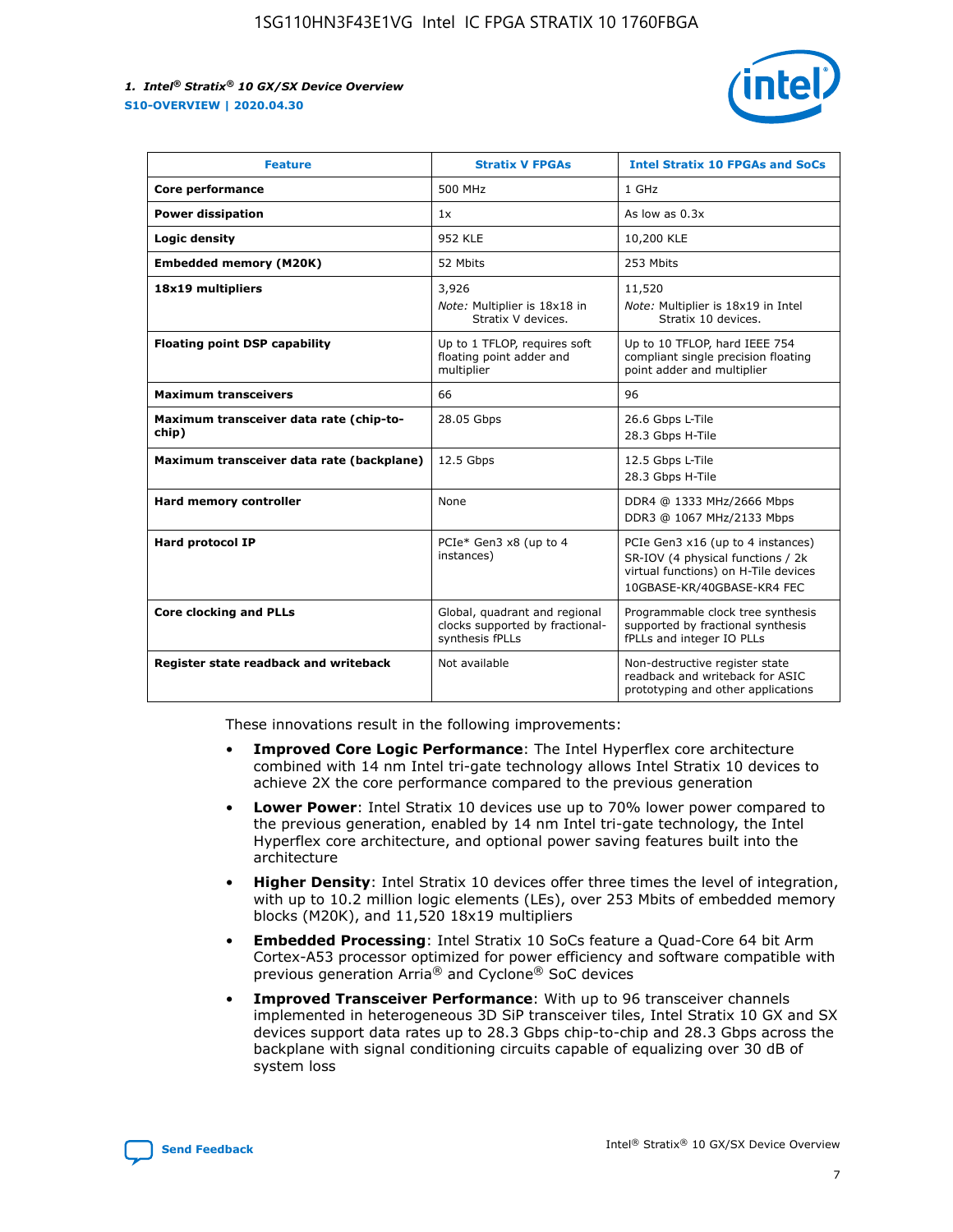| Feature | Stratix V FPGAs | Intel Stratix 10 FPGAs and SoCs |
| --- | --- | --- |
| **Core performance** | 500 MHz | 1 GHz |
| **Power dissipation** | 1x | As low as 0.3x |
| **Logic density** | 952 KLE | 10,200 KLE |
| **Embedded memory (M20K)** | 52 Mbits | 253 Mbits |
| **18x19 multipliers** | 3,926<br>*Note:* Multiplier is 18x18 in Stratix V devices. | 11,520<br>*Note:* Multiplier is 18x19 in Intel Stratix 10 devices. |
| **Floating point DSP capability** | Up to 1 TFLOP, requires soft floating point adder and multiplier | Up to 10 TFLOP, hard IEEE 754 compliant single precision floating point adder and multiplier |
| **Maximum transceivers** | 66 | 96 |
| **Maximum transceiver data rate (chip-to-chip)** | 28.05 Gbps | 26.6 Gbps L-Tile<br>28.3 Gbps H-Tile |
| **Maximum transceiver data rate (backplane)** | 12.5 Gbps | 12.5 Gbps L-Tile<br>28.3 Gbps H-Tile |
| **Hard memory controller** | None | DDR4 @ 1333 MHz/2666 Mbps<br>DDR3 @ 1067 MHz/2133 Mbps |
| **Hard protocol IP** | PCIe* Gen3 x8 (up to 4 instances) | PCIe Gen3 x16 (up to 4 instances)<br>SR-IOV (4 physical functions / 2k virtual functions) on H-Tile devices<br>10GBASE-KR/40GBASE-KR4 FEC |
| **Core clocking and PLLs** | Global, quadrant and regional clocks supported by fractional-synthesis fPLLs | Programmable clock tree synthesis supported by fractional synthesis fPLLs and integer IO PLLs |
| **Register state readback and writeback** | Not available | Non-destructive register state readback and writeback for ASIC prototyping and other applications |

These innovations result in the following improvements:

- **Improved Core Logic Performance**: The Intel Hyperflex core architecture combined with 14 nm Intel tri-gate technology allows Intel Stratix 10 devices to achieve 2X the core performance compared to the previous generation
- **Lower Power**: Intel Stratix 10 devices use up to 70% lower power compared to the previous generation, enabled by 14 nm Intel tri-gate technology, the Intel Hyperflex core architecture, and optional power saving features built into the architecture
- **Higher Density**: Intel Stratix 10 devices offer three times the level of integration, with up to 10.2 million logic elements (LEs), over 253 Mbits of embedded memory blocks (M20K), and 11,520 18x19 multipliers
- **Embedded Processing**: Intel Stratix 10 SoCs feature a Quad-Core 64 bit Arm Cortex-A53 processor optimized for power efficiency and software compatible with previous generation Arria® and Cyclone® SoC devices
- **Improved Transceiver Performance**: With up to 96 transceiver channels implemented in heterogeneous 3D SiP transceiver tiles, Intel Stratix 10 GX and SX devices support data rates up to 28.3 Gbps chip-to-chip and 28.3 Gbps across the backplane with signal conditioning circuits capable of equalizing over 30 dB of system loss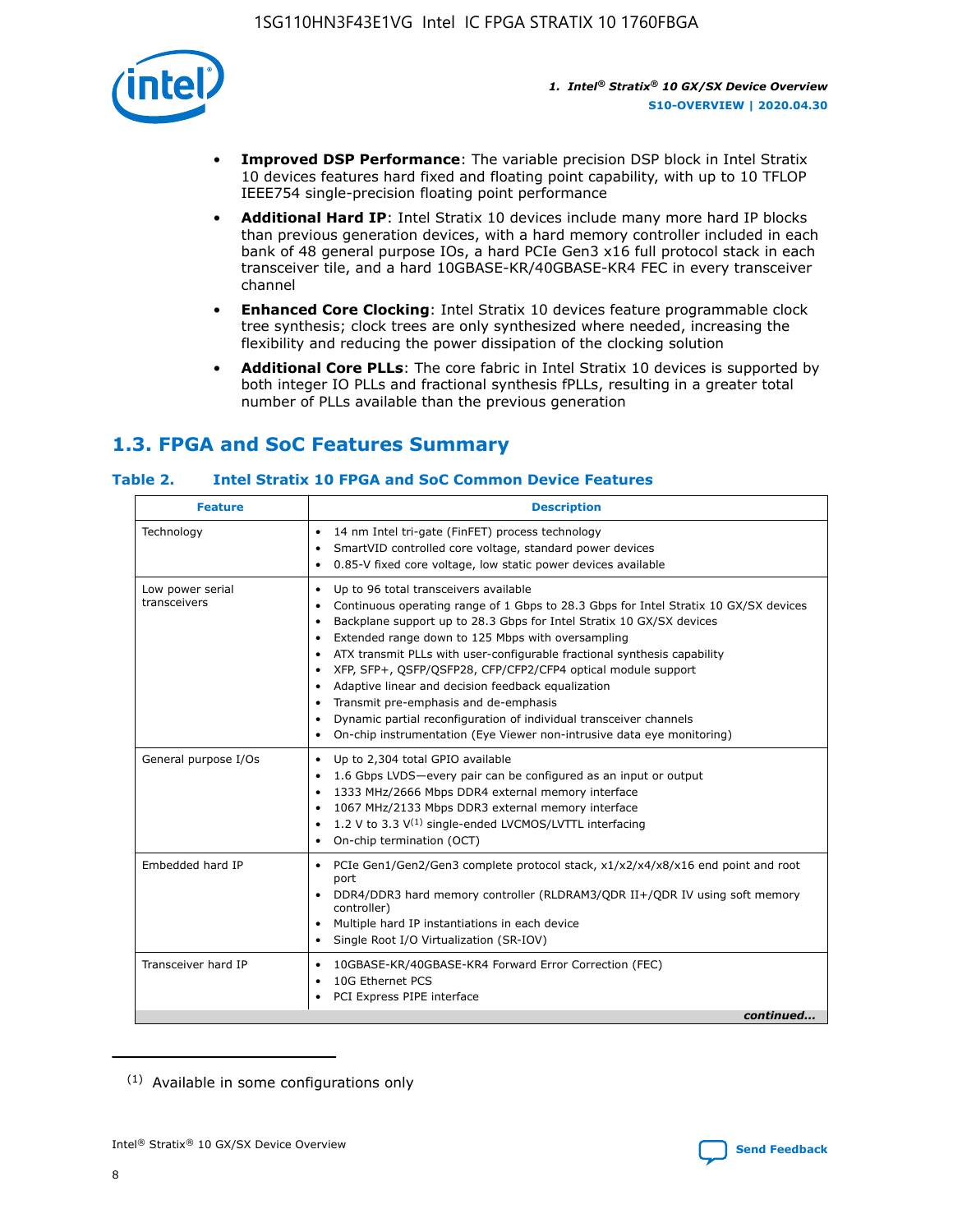- **Improved DSP Performance**: The variable precision DSP block in Intel Stratix 10 devices features hard fixed and floating point capability, with up to 10 TFLOP IEEE754 single-precision floating point performance
- **Additional Hard IP**: Intel Stratix 10 devices include many more hard IP blocks than previous generation devices, with a hard memory controller included in each bank of 48 general purpose IOs, a hard PCIe Gen3 x16 full protocol stack in each transceiver tile, and a hard 10GBASE-KR/40GBASE-KR4 FEC in every transceiver channel
- **Enhanced Core Clocking**: Intel Stratix 10 devices feature programmable clock tree synthesis; clock trees are only synthesized where needed, increasing the flexibility and reducing the power dissipation of the clocking solution
- **Additional Core PLLs**: The core fabric in Intel Stratix 10 devices is supported by both integer IO PLLs and fractional synthesis fPLLs, resulting in a greater total number of PLLs available than the previous generation

## 1.3. FPGA and SoC Features Summary

### Table 2. Intel Stratix 10 FPGA and SoC Common Device Features

| Feature | Description |
| --- | --- |
| Technology | • 14 nm Intel tri-gate (FinFET) process technology<br>• SmartVID controlled core voltage, standard power devices<br>• 0.85-V fixed core voltage, low static power devices available |
| Low power serial transceivers | • Up to 96 total transceivers available<br>• Continuous operating range of 1 Gbps to 28.3 Gbps for Intel Stratix 10 GX/SX devices<br>• Backplane support up to 28.3 Gbps for Intel Stratix 10 GX/SX devices<br>• Extended range down to 125 Mbps with oversampling<br>• ATX transmit PLLs with user-configurable fractional synthesis capability<br>• XFP, SFP+, QSFP/QSFP28, CFP/CFP2/CFP4 optical module support<br>• Adaptive linear and decision feedback equalization<br>• Transmit pre-emphasis and de-emphasis<br>• Dynamic partial reconfiguration of individual transceiver channels<br>• On-chip instrumentation (Eye Viewer non-intrusive data eye monitoring) |
| General purpose I/Os | • Up to 2,304 total GPIO available<br>• 1.6 Gbps LVDS—every pair can be configured as an input or output<br>• 1333 MHz/2666 Mbps DDR4 external memory interface<br>• 1067 MHz/2133 Mbps DDR3 external memory interface<br>• 1.2 V to 3.3 V[1] single-ended LVCMOS/LVTTL interfacing<br>• On-chip termination (OCT) |
| Embedded hard IP | • PCIe Gen1/Gen2/Gen3 complete protocol stack, x1/x2/x4/x8/x16 end point and root port<br>• DDR4/DDR3 hard memory controller (RLDRAM3/QDR II+/QDR IV using soft memory controller)<br>• Multiple hard IP instantiations in each device<br>• Single Root I/O Virtualization (SR-IOV) |
| Transceiver hard IP | • 10GBASE-KR/40GBASE-KR4 Forward Error Correction (FEC)<br>• 10G Ethernet PCS<br>• PCI Express PIPE interface |

*continued...*

(1) Available in some configurations only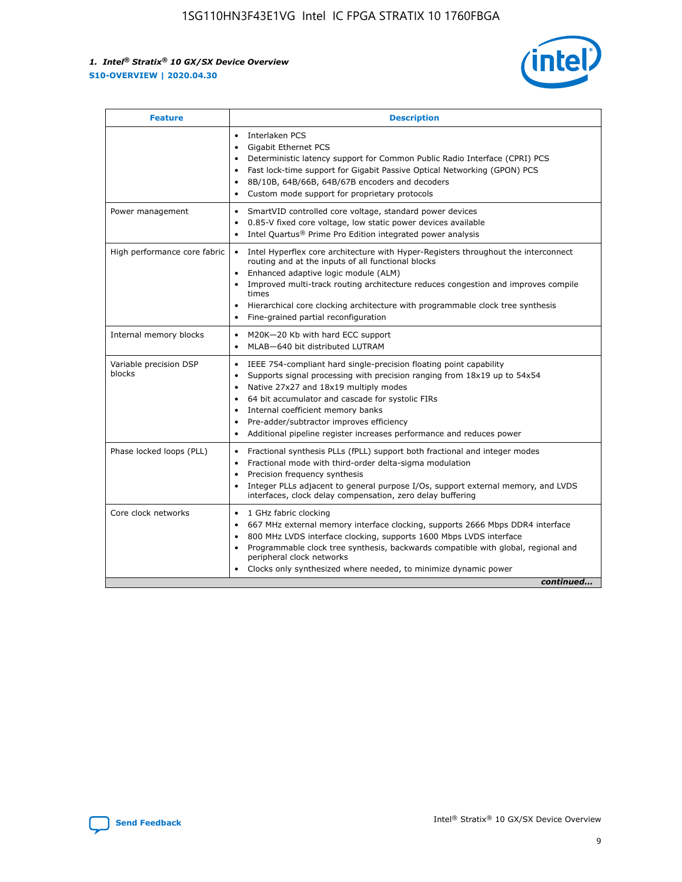| Feature | Description |
| --- | --- |
| | • Interlaken PCS<br>• Gigabit Ethernet PCS<br>• Deterministic latency support for Common Public Radio Interface (CPRI) PCS<br>• Fast lock-time support for Gigabit Passive Optical Networking (GPON) PCS<br>• 8B/10B, 64B/66B, 64B/67B encoders and decoders<br>• Custom mode support for proprietary protocols |
| Power management | • SmartVID controlled core voltage, standard power devices<br>• 0.85-V fixed core voltage, low static power devices available<br>• Intel Quartus® Prime Pro Edition integrated power analysis |
| High performance core fabric | • Intel Hyperflex core architecture with Hyper-Registers throughout the interconnect routing and at the inputs of all functional blocks<br>• Enhanced adaptive logic module (ALM)<br>• Improved multi-track routing architecture reduces congestion and improves compile times<br>• Hierarchical core clocking architecture with programmable clock tree synthesis<br>• Fine-grained partial reconfiguration |
| Internal memory blocks | • M20K—20 Kb with hard ECC support<br>• MLAB—640 bit distributed LUTRAM |
| Variable precision DSP blocks | • IEEE 754-compliant hard single-precision floating point capability<br>• Supports signal processing with precision ranging from 18x19 up to 54x54<br>• Native 27x27 and 18x19 multiply modes<br>• 64 bit accumulator and cascade for systolic FIRs<br>• Internal coefficient memory banks<br>• Pre-adder/subtractor improves efficiency<br>• Additional pipeline register increases performance and reduces power |
| Phase locked loops (PLL) | • Fractional synthesis PLLs (fPLL) support both fractional and integer modes<br>• Fractional mode with third-order delta-sigma modulation<br>• Precision frequency synthesis<br>• Integer PLLs adjacent to general purpose I/Os, support external memory, and LVDS interfaces, clock delay compensation, zero delay buffering |
| Core clock networks | • 1 GHz fabric clocking<br>• 667 MHz external memory interface clocking, supports 2666 Mbps DDR4 interface<br>• 800 MHz LVDS interface clocking, supports 1600 Mbps LVDS interface<br>• Programmable clock tree synthesis, backwards compatible with global, regional and peripheral clock networks<br>• Clocks only synthesized where needed, to minimize dynamic power |

*continued...*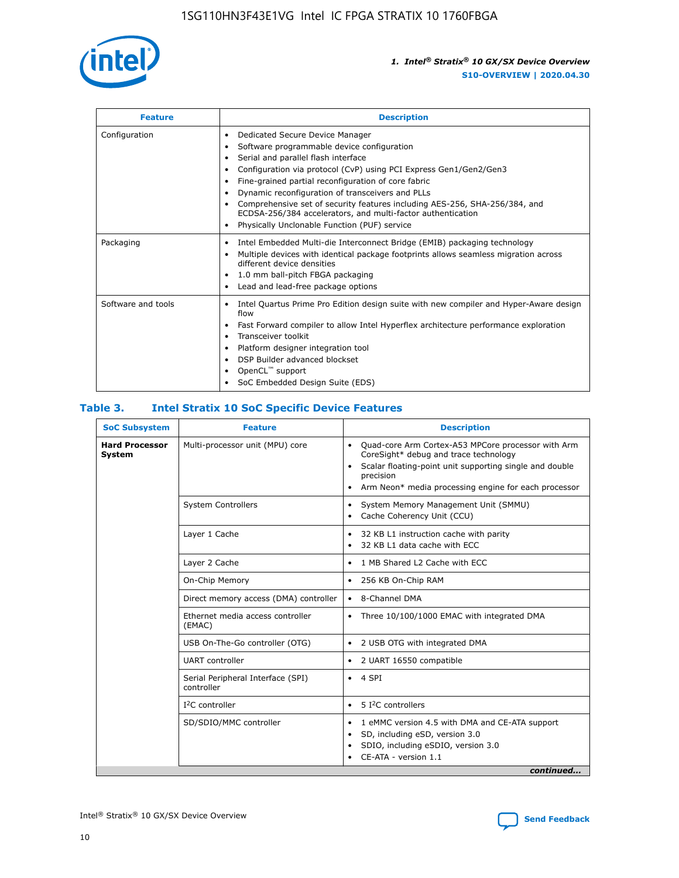| Feature | Description |
| --- | --- |
| Configuration | • Dedicated Secure Device Manager<br>• Software programmable device configuration<br>• Serial and parallel flash interface<br>• Configuration via protocol (CvP) using PCI Express Gen1/Gen2/Gen3<br>• Fine-grained partial reconfiguration of core fabric<br>• Dynamic reconfiguration of transceivers and PLLs<br>• Comprehensive set of security features including AES-256, SHA-256/384, and ECDSA-256/384 accelerators, and multi-factor authentication<br>• Physically Unclonable Function (PUF) service |
| Packaging | • Intel Embedded Multi-die Interconnect Bridge (EMIB) packaging technology<br>• Multiple devices with identical package footprints allows seamless migration across different device densities<br>• 1.0 mm ball-pitch FBGA packaging<br>• Lead and lead-free package options |
| Software and tools | • Intel Quartus Prime Pro Edition design suite with new compiler and Hyper-Aware design flow<br>• Fast Forward compiler to allow Intel Hyperflex architecture performance exploration<br>• Transceiver toolkit<br>• Platform designer integration tool<br>• DSP Builder advanced blockset<br>• OpenCL™ support<br>• SoC Embedded Design Suite (EDS) |

## Table 3. Intel Stratix 10 SoC Specific Device Features

| SoC Subsystem | Feature | Description |
| --- | --- | --- |
| **Hard Processor System** | Multi-processor unit (MPU) core | • Quad-core Arm Cortex-A53 MPCore processor with Arm CoreSight* debug and trace technology<br>• Scalar floating-point unit supporting single and double precision<br>• Arm Neon* media processing engine for each processor |
| | System Controllers | • System Memory Management Unit (SMMU)<br>• Cache Coherency Unit (CCU) |
| | Layer 1 Cache | • 32 KB L1 instruction cache with parity<br>• 32 KB L1 data cache with ECC |
| | Layer 2 Cache | • 1 MB Shared L2 Cache with ECC |
| | On-Chip Memory | • 256 KB On-Chip RAM |
| | Direct memory access (DMA) controller | • 8-Channel DMA |
| | Ethernet media access controller (EMAC) | • Three 10/100/1000 EMAC with integrated DMA |
| | USB On-The-Go controller (OTG) | • 2 USB OTG with integrated DMA |
| | UART controller | • 2 UART 16550 compatible |
| | Serial Peripheral Interface (SPI) controller | • 4 SPI |
| | I²C controller | • 5 I²C controllers |
| | SD/SDIO/MMC controller | • 1 eMMC version 4.5 with DMA and CE-ATA support<br>• SD, including eSD, version 3.0<br>• SDIO, including eSDIO, version 3.0<br>• CE-ATA - version 1.1 |

*continued...*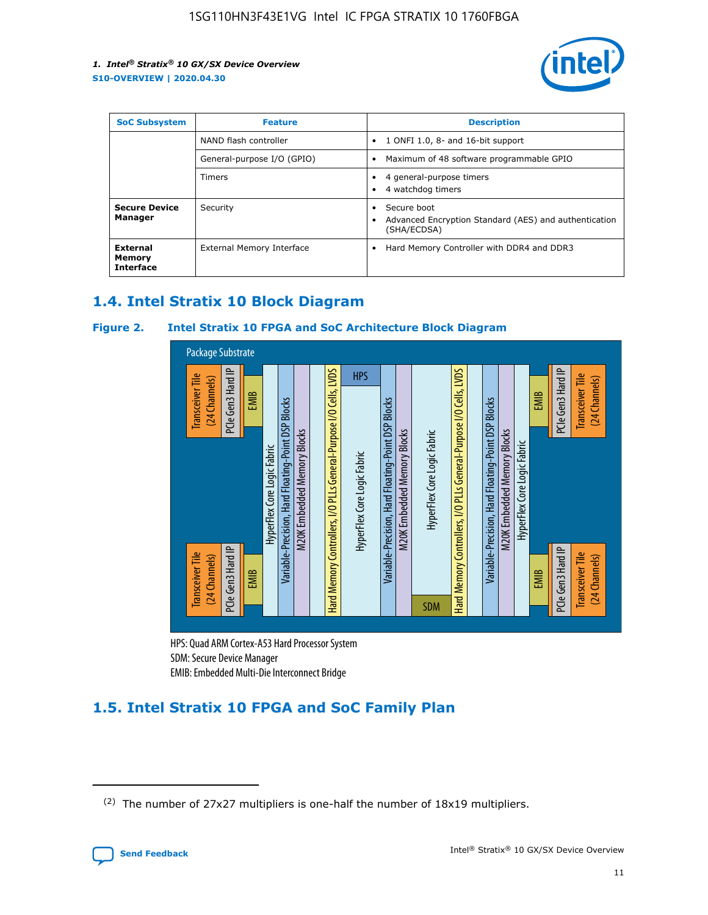| SoC Subsystem | Feature | Description |
| --- | --- | --- |
| | NAND flash controller | • 1 ONFI 1.0, 8- and 16-bit support |
| | General-purpose I/O (GPIO) | • Maximum of 48 software programmable GPIO |
| | Timers | • 4 general-purpose timers<br>• 4 watchdog timers |
| **Secure Device Manager** | Security | • Secure boot<br>• Advanced Encryption Standard (AES) and authentication (SHA/ECDSA) |
| **External Memory Interface** | External Memory Interface | • Hard Memory Controller with DDR4 and DDR3 |

## 1.4. Intel Stratix 10 Block Diagram

### Figure 2. Intel Stratix 10 FPGA and SoC Architecture Block Diagram

Package Substrate

Transceiver Tile (24 Channels)
PCIe Gen3 Hard IP
EMIB
HyperFlex Core Logic Fabric
Variable-Precision, Hard Floating-Point DSP Blocks
M20K Embedded Memory Blocks
Hard Memory Controllers, I/O PLLs General-Purpose I/O Cells, LVDS
HPS
HyperFlex Core Logic Fabric
Variable-Precision, Hard Floating-Point DSP Blocks
M20K Embedded Memory Blocks
HyperFlex Core Logic Fabric
SDM
Hard Memory Controllers, I/O PLLs General-Purpose I/O Cells, LVDS
Variable-Precision, Hard Floating-Point DSP Blocks
M20K Embedded Memory Blocks
HyperFlex Core Logic Fabric
EMIB
PCIe Gen3 Hard IP
Transceiver Tile (24 Channels)

HPS: Quad ARM Cortex-A53 Hard Processor System
SDM: Secure Device Manager
EMIB: Embedded Multi-Die Interconnect Bridge

## 1.5. Intel Stratix 10 FPGA and SoC Family Plan

(2) The number of 27x27 multipliers is one-half the number of 18x19 multipliers.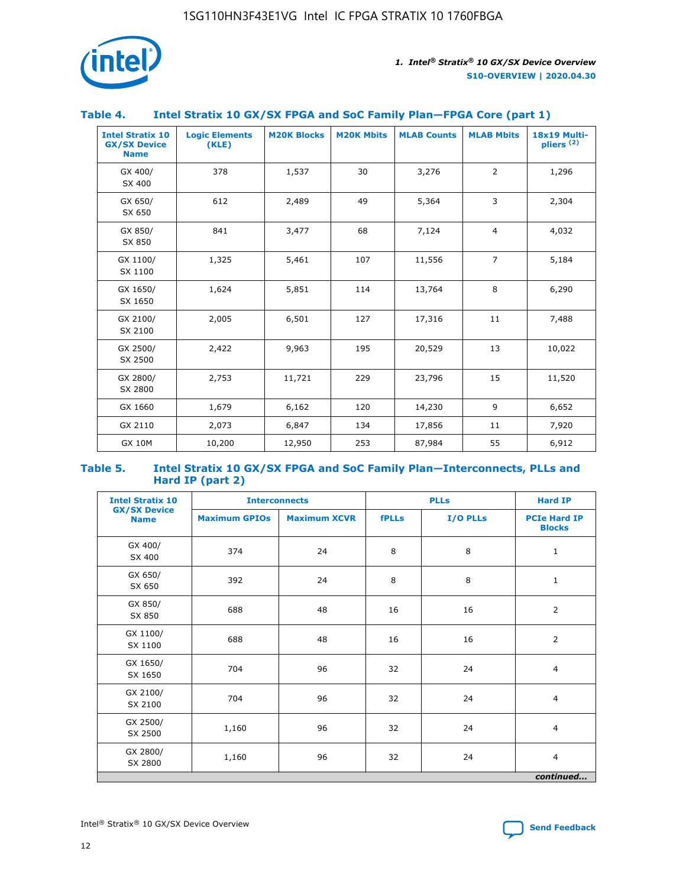### Table 4. Intel Stratix 10 GX/SX FPGA and SoC Family Plan—FPGA Core (part 1)

| Intel Stratix 10 GX/SX Device Name | Logic Elements (KLE) | M20K Blocks | M20K Mbits | MLAB Counts | MLAB Mbits | 18x19 Multi-pliers (2) |
|---|---|---|---|---|---|---|
| GX 400/ SX 400 | 378 | 1,537 | 30 | 3,276 | 2 | 1,296 |
| GX 650/ SX 650 | 612 | 2,489 | 49 | 5,364 | 3 | 2,304 |
| GX 850/ SX 850 | 841 | 3,477 | 68 | 7,124 | 4 | 4,032 |
| GX 1100/ SX 1100 | 1,325 | 5,461 | 107 | 11,556 | 7 | 5,184 |
| GX 1650/ SX 1650 | 1,624 | 5,851 | 114 | 13,764 | 8 | 6,290 |
| GX 2100/ SX 2100 | 2,005 | 6,501 | 127 | 17,316 | 11 | 7,488 |
| GX 2500/ SX 2500 | 2,422 | 9,963 | 195 | 20,529 | 13 | 10,022 |
| GX 2800/ SX 2800 | 2,753 | 11,721 | 229 | 23,796 | 15 | 11,520 |
| GX 1660 | 1,679 | 6,162 | 120 | 14,230 | 9 | 6,652 |
| GX 2110 | 2,073 | 6,847 | 134 | 17,856 | 11 | 7,920 |
| GX 10M | 10,200 | 12,950 | 253 | 87,984 | 55 | 6,912 |

### Table 5. Intel Stratix 10 GX/SX FPGA and SoC Family Plan—Interconnects, PLLs and Hard IP (part 2)

| Intel Stratix 10 GX/SX Device Name | Interconnects | | PLLs | | Hard IP |
|---|---|---|---|---|---|
| | Maximum GPIOs | Maximum XCVR | fPLLs | I/O PLLs | PCIe Hard IP Blocks |
| GX 400/ SX 400 | 374 | 24 | 8 | 8 | 1 |
| GX 650/ SX 650 | 392 | 24 | 8 | 8 | 1 |
| GX 850/ SX 850 | 688 | 48 | 16 | 16 | 2 |
| GX 1100/ SX 1100 | 688 | 48 | 16 | 16 | 2 |
| GX 1650/ SX 1650 | 704 | 96 | 32 | 24 | 4 |
| GX 2100/ SX 2100 | 704 | 96 | 32 | 24 | 4 |
| GX 2500/ SX 2500 | 1,160 | 96 | 32 | 24 | 4 |
| GX 2800/ SX 2800 | 1,160 | 96 | 32 | 24 | 4 |

*continued...*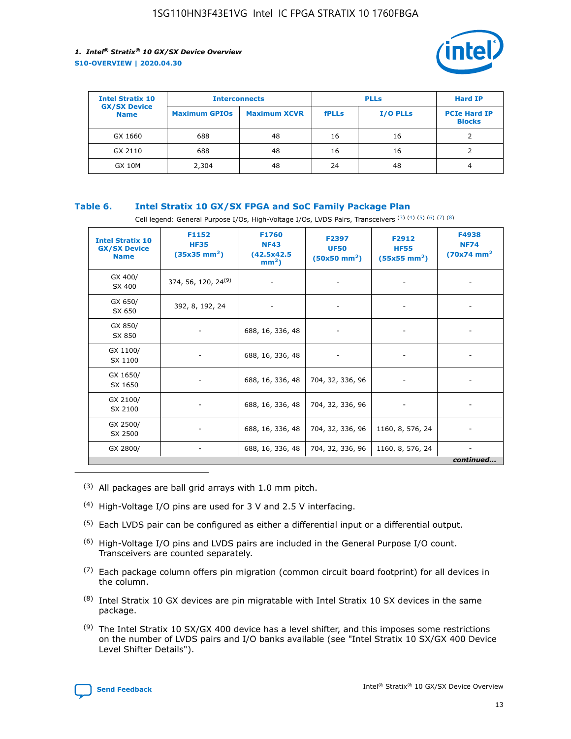| Intel Stratix 10 GX/SX Device Name | Interconnects | | PLLs | | Hard IP |
|---|---|---|---|---|---|
| | Maximum GPIOs | Maximum XCVR | fPLLs | I/O PLLs | PCIe Hard IP Blocks |
| GX 1660 | 688 | 48 | 16 | 16 | 2 |
| GX 2110 | 688 | 48 | 16 | 16 | 2 |
| GX 10M | 2,304 | 48 | 24 | 48 | 4 |

**Table 6. Intel Stratix 10 GX/SX FPGA and SoC Family Package Plan**

Cell legend: General Purpose I/Os, High-Voltage I/Os, LVDS Pairs, Transceivers [(3)] [(4)] [(5)] [(6)] [(7)] [(8)]

| Intel Stratix 10 GX/SX Device Name | F1152 HF35 (35x35 mm²) | F1760 NF43 (42.5x42.5 mm²) | F2397 UF50 (50x50 mm²) | F2912 HF55 (55x55 mm²) | F4938 NF74 (70x74 mm² |
|---|---|---|---|---|---|
| GX 400/ SX 400 | 374, 56, 120, 24[(9)] | - | - | - | - |
| GX 650/ SX 650 | 392, 8, 192, 24 | - | - | - | - |
| GX 850/ SX 850 | - | 688, 16, 336, 48 | - | - | - |
| GX 1100/ SX 1100 | - | 688, 16, 336, 48 | - | - | - |
| GX 1650/ SX 1650 | - | 688, 16, 336, 48 | 704, 32, 336, 96 | - | - |
| GX 2100/ SX 2100 | - | 688, 16, 336, 48 | 704, 32, 336, 96 | - | - |
| GX 2500/ SX 2500 | - | 688, 16, 336, 48 | 704, 32, 336, 96 | 1160, 8, 576, 24 | - |
| GX 2800/ | - | 688, 16, 336, 48 | 704, 32, 336, 96 | 1160, 8, 576, 24 | - |

*continued...*

(3) All packages are ball grid arrays with 1.0 mm pitch.

(4) High-Voltage I/O pins are used for 3 V and 2.5 V interfacing.

(5) Each LVDS pair can be configured as either a differential input or a differential output.

(6) High-Voltage I/O pins and LVDS pairs are included in the General Purpose I/O count. Transceivers are counted separately.

(7) Each package column offers pin migration (common circuit board footprint) for all devices in the column.

(8) Intel Stratix 10 GX devices are pin migratable with Intel Stratix 10 SX devices in the same package.

(9) The Intel Stratix 10 SX/GX 400 device has a level shifter, and this imposes some restrictions on the number of LVDS pairs and I/O banks available (see "Intel Stratix 10 SX/GX 400 Device Level Shifter Details").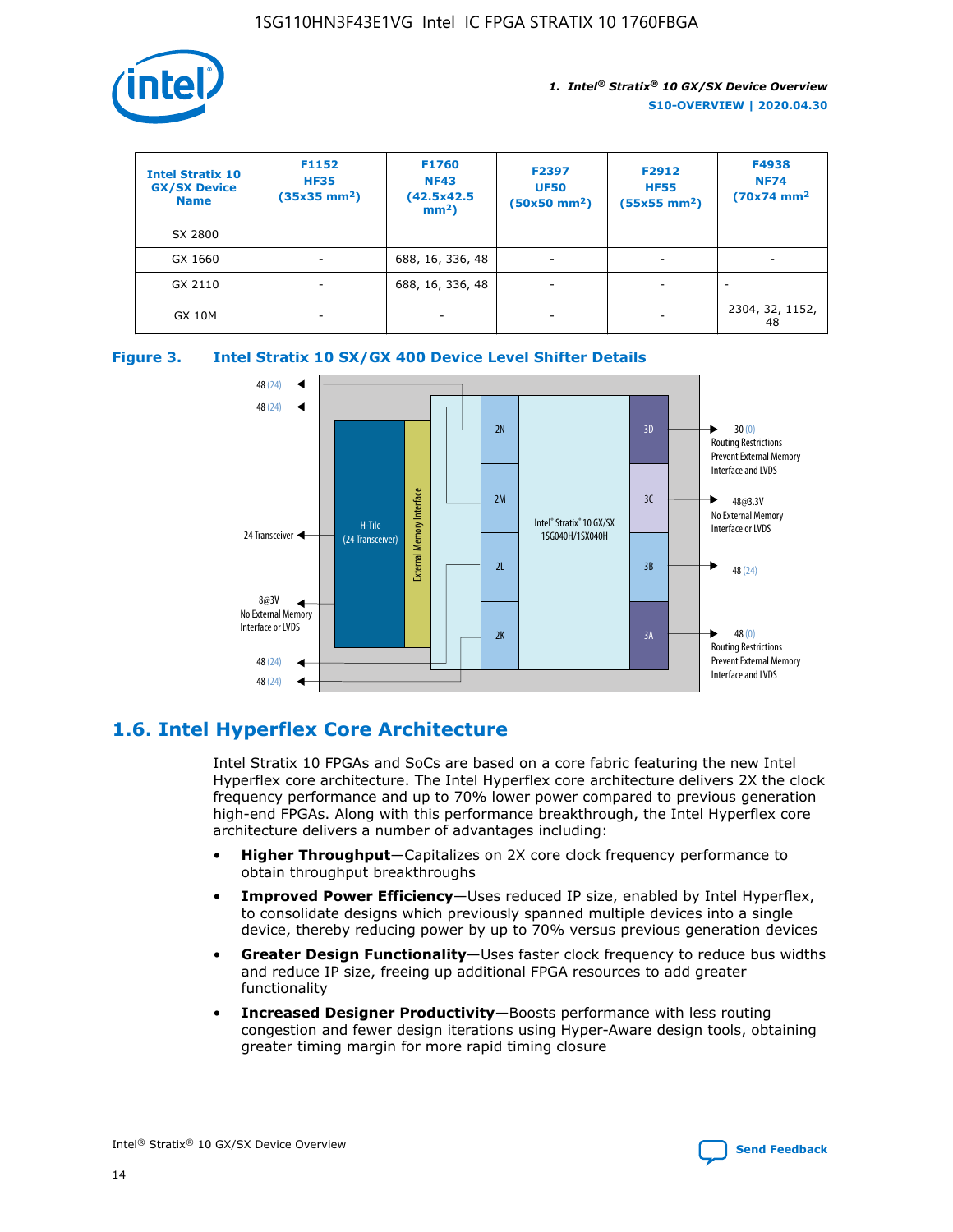| Intel Stratix 10 GX/SX Device Name | F1152 HF35 (35x35 mm²) | F1760 NF43 (42.5x42.5 mm²) | F2397 UF50 (50x50 mm²) | F2912 HF55 (55x55 mm²) | F4938 NF74 (70x74 mm² |
|---|---|---|---|---|---|
| SX 2800 | | | | | |
| GX 1660 | - | 688, 16, 336, 48 | - | - | - |
| GX 2110 | - | 688, 16, 336, 48 | - | - | - |
| GX 10M | - | - | - | - | 2304, 32, 1152, 48 |

**Figure 3. Intel Stratix 10 SX/GX 400 Device Level Shifter Details**

48 (24)
48 (24)
24 Transceiver
8@3V
No External Memory Interface or LVDS
48 (24)
48 (24)
H-Tile (24 Transceiver)
External Memory Interface
2N
2M
2L
2K
Intel® Stratix® 10 GX/SX 1SG040H/1SX040H
3D
3C
3B
3A
30 (0) Routing Restrictions Prevent External Memory Interface and LVDS
48@3.3V No External Memory Interface or LVDS
48 (24)
48 (0) Routing Restrictions Prevent External Memory Interface and LVDS

## 1.6. Intel Hyperflex Core Architecture

Intel Stratix 10 FPGAs and SoCs are based on a core fabric featuring the new Intel Hyperflex core architecture. The Intel Hyperflex core architecture delivers 2X the clock frequency performance and up to 70% lower power compared to previous generation high-end FPGAs. Along with this performance breakthrough, the Intel Hyperflex core architecture delivers a number of advantages including:

- **Higher Throughput**—Capitalizes on 2X core clock frequency performance to obtain throughput breakthroughs
- **Improved Power Efficiency**—Uses reduced IP size, enabled by Intel Hyperflex, to consolidate designs which previously spanned multiple devices into a single device, thereby reducing power by up to 70% versus previous generation devices
- **Greater Design Functionality**—Uses faster clock frequency to reduce bus widths and reduce IP size, freeing up additional FPGA resources to add greater functionality
- **Increased Designer Productivity**—Boosts performance with less routing congestion and fewer design iterations using Hyper-Aware design tools, obtaining greater timing margin for more rapid timing closure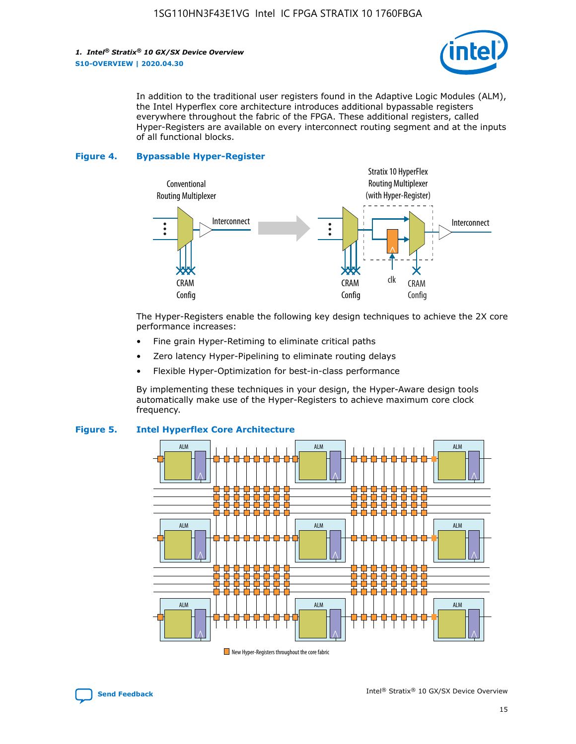In addition to the traditional user registers found in the Adaptive Logic Modules (ALM), the Intel Hyperflex core architecture introduces additional bypassable registers everywhere throughout the fabric of the FPGA. These additional registers, called Hyper-Registers are available on every interconnect routing segment and at the inputs of all functional blocks.

**Figure 4. Bypassable Hyper-Register**

Conventional Routing Multiplexer

Interconnect

CRAM Config

Stratix 10 HyperFlex Routing Multiplexer (with Hyper-Register)

Interconnect

CRAM Config

clk

CRAM Config

The Hyper-Registers enable the following key design techniques to achieve the 2X core performance increases:

- Fine grain Hyper-Retiming to eliminate critical paths
- Zero latency Hyper-Pipelining to eliminate routing delays
- Flexible Hyper-Optimization for best-in-class performance

By implementing these techniques in your design, the Hyper-Aware design tools automatically make use of the Hyper-Registers to achieve maximum core clock frequency.

**Figure 5. Intel Hyperflex Core Architecture**

ALM

New Hyper-Registers throughout the core fabric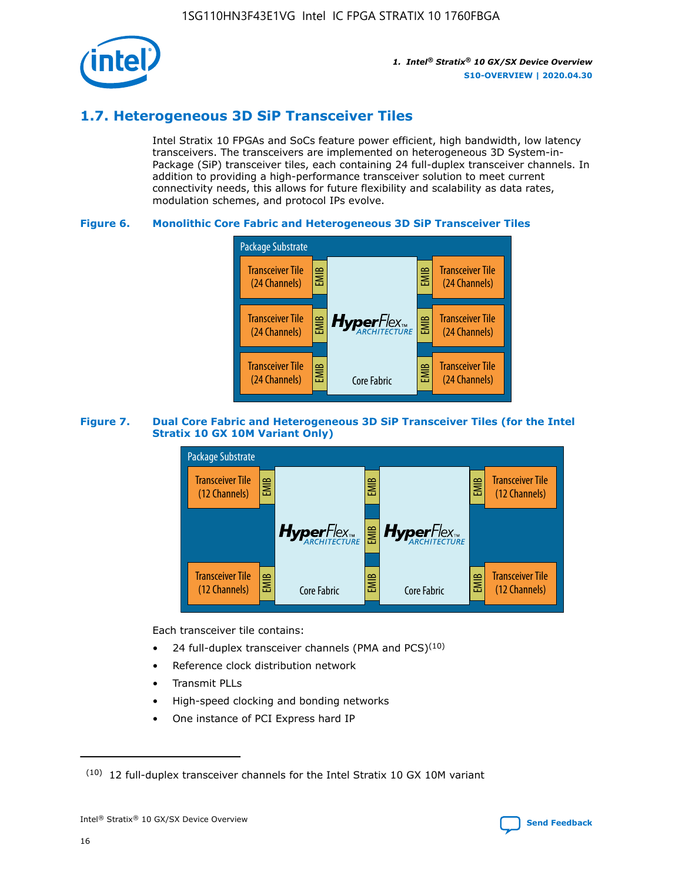## 1.7. Heterogeneous 3D SiP Transceiver Tiles

Intel Stratix 10 FPGAs and SoCs feature power efficient, high bandwidth, low latency transceivers. The transceivers are implemented on heterogeneous 3D System-in-Package (SiP) transceiver tiles, each containing 24 full-duplex transceiver channels. In addition to providing a high-performance transceiver solution to meet current connectivity needs, this allows for future flexibility and scalability as data rates, modulation schemes, and protocol IPs evolve.

**Figure 6. Monolithic Core Fabric and Heterogeneous 3D SiP Transceiver Tiles**

Package Substrate

Transceiver Tile (24 Channels)

EMIB

HyperFlex ARCHITECTURE

Core Fabric

**Figure 7. Dual Core Fabric and Heterogeneous 3D SiP Transceiver Tiles (for the Intel Stratix 10 GX 10M Variant Only)**

Package Substrate

Transceiver Tile (12 Channels)

EMIB

HyperFlex ARCHITECTURE

Core Fabric

Each transceiver tile contains:

- 24 full-duplex transceiver channels (PMA and PCS)[10]
- Reference clock distribution network
- Transmit PLLs
- High-speed clocking and bonding networks
- One instance of PCI Express hard IP

(10) 12 full-duplex transceiver channels for the Intel Stratix 10 GX 10M variant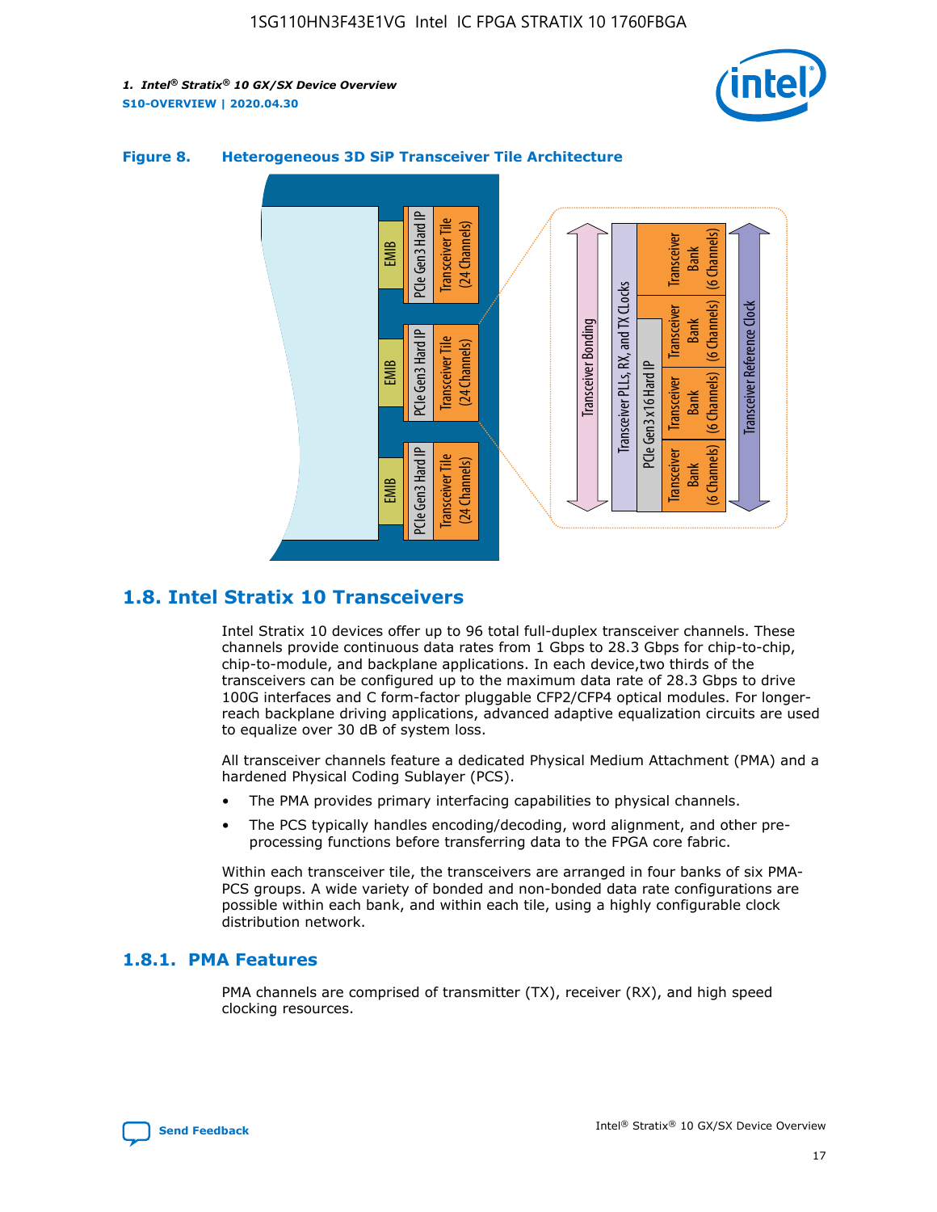**Figure 8. Heterogeneous 3D SiP Transceiver Tile Architecture**

EMIB
PCIe Gen3 Hard IP
Transceiver Tile (24 Channels)
EMIB
PCIe Gen3 Hard IP
Transceiver Tile (24 Channels)
EMIB
PCIe Gen3 Hard IP
Transceiver Tile (24 Channels)
Transceiver Bonding
Transceiver PLLs, RX, and TX Clocks
PCIe Gen3 x16 Hard IP
Transceiver Bank (6 Channels)
Transceiver Bank (6 Channels)
Transceiver Bank (6 Channels)
Transceiver Bank (6 Channels)
Transceiver Reference Clock

## 1.8. Intel Stratix 10 Transceivers

Intel Stratix 10 devices offer up to 96 total full-duplex transceiver channels. These channels provide continuous data rates from 1 Gbps to 28.3 Gbps for chip-to-chip, chip-to-module, and backplane applications. In each device,two thirds of the transceivers can be configured up to the maximum data rate of 28.3 Gbps to drive 100G interfaces and C form-factor pluggable CFP2/CFP4 optical modules. For longer-reach backplane driving applications, advanced adaptive equalization circuits are used to equalize over 30 dB of system loss.

All transceiver channels feature a dedicated Physical Medium Attachment (PMA) and a hardened Physical Coding Sublayer (PCS).

- The PMA provides primary interfacing capabilities to physical channels.
- The PCS typically handles encoding/decoding, word alignment, and other pre-processing functions before transferring data to the FPGA core fabric.

Within each transceiver tile, the transceivers are arranged in four banks of six PMA-PCS groups. A wide variety of bonded and non-bonded data rate configurations are possible within each bank, and within each tile, using a highly configurable clock distribution network.

### 1.8.1. PMA Features

PMA channels are comprised of transmitter (TX), receiver (RX), and high speed clocking resources.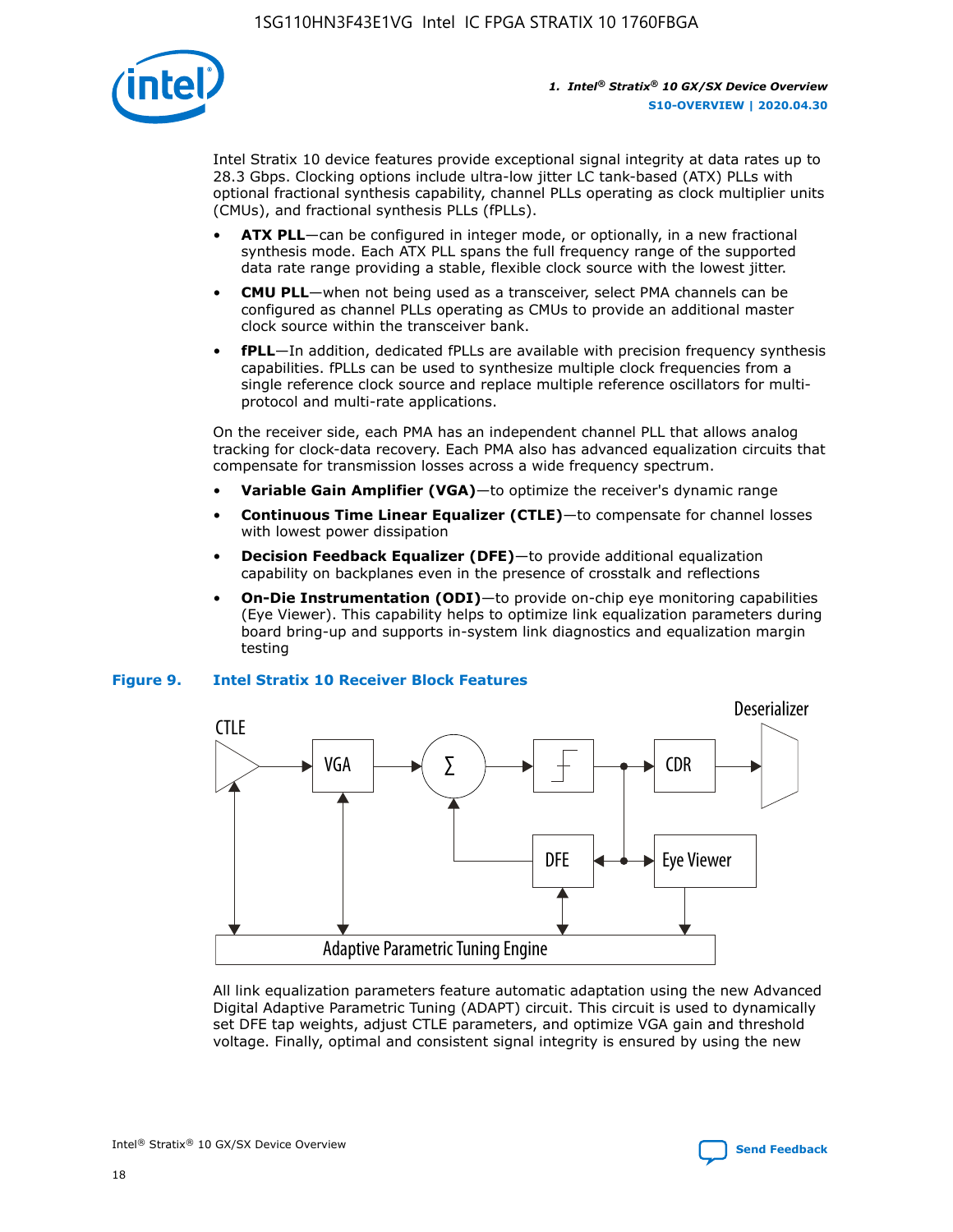Intel Stratix 10 device features provide exceptional signal integrity at data rates up to 28.3 Gbps. Clocking options include ultra-low jitter LC tank-based (ATX) PLLs with optional fractional synthesis capability, channel PLLs operating as clock multiplier units (CMUs), and fractional synthesis PLLs (fPLLs).

- **ATX PLL**—can be configured in integer mode, or optionally, in a new fractional synthesis mode. Each ATX PLL spans the full frequency range of the supported data rate range providing a stable, flexible clock source with the lowest jitter.
- **CMU PLL**—when not being used as a transceiver, select PMA channels can be configured as channel PLLs operating as CMUs to provide an additional master clock source within the transceiver bank.
- **fPLL**—In addition, dedicated fPLLs are available with precision frequency synthesis capabilities. fPLLs can be used to synthesize multiple clock frequencies from a single reference clock source and replace multiple reference oscillators for multi-protocol and multi-rate applications.

On the receiver side, each PMA has an independent channel PLL that allows analog tracking for clock-data recovery. Each PMA also has advanced equalization circuits that compensate for transmission losses across a wide frequency spectrum.

- **Variable Gain Amplifier (VGA)**—to optimize the receiver's dynamic range
- **Continuous Time Linear Equalizer (CTLE)**—to compensate for channel losses with lowest power dissipation
- **Decision Feedback Equalizer (DFE)**—to provide additional equalization capability on backplanes even in the presence of crosstalk and reflections
- **On-Die Instrumentation (ODI)**—to provide on-chip eye monitoring capabilities (Eye Viewer). This capability helps to optimize link equalization parameters during board bring-up and supports in-system link diagnostics and equalization margin testing

**Figure 9. Intel Stratix 10 Receiver Block Features**

CTLE
VGA
Σ
CDR
Deserializer
DFE
Eye Viewer
Adaptive Parametric Tuning Engine

All link equalization parameters feature automatic adaptation using the new Advanced Digital Adaptive Parametric Tuning (ADAPT) circuit. This circuit is used to dynamically set DFE tap weights, adjust CTLE parameters, and optimize VGA gain and threshold voltage. Finally, optimal and consistent signal integrity is ensured by using the new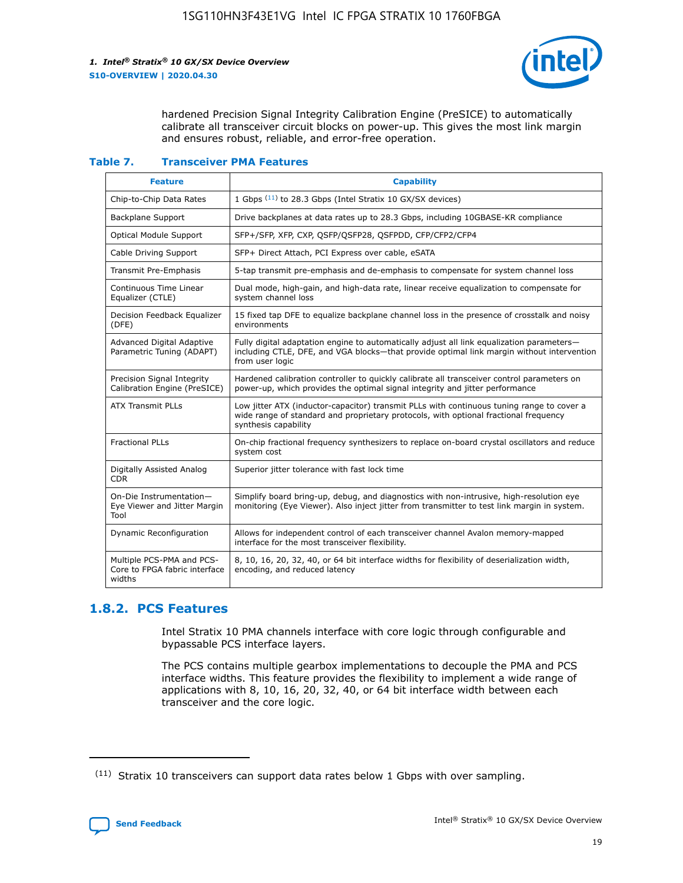hardened Precision Signal Integrity Calibration Engine (PreSICE) to automatically calibrate all transceiver circuit blocks on power-up. This gives the most link margin and ensures robust, reliable, and error-free operation.

**Table 7. Transceiver PMA Features**

| Feature | Capability |
|---|---|
| Chip-to-Chip Data Rates | 1 Gbps [11] to 28.3 Gbps (Intel Stratix 10 GX/SX devices) |
| Backplane Support | Drive backplanes at data rates up to 28.3 Gbps, including 10GBASE-KR compliance |
| Optical Module Support | SFP+/SFP, XFP, CXP, QSFP/QSFP28, QSFPDD, CFP/CFP2/CFP4 |
| Cable Driving Support | SFP+ Direct Attach, PCI Express over cable, eSATA |
| Transmit Pre-Emphasis | 5-tap transmit pre-emphasis and de-emphasis to compensate for system channel loss |
| Continuous Time Linear Equalizer (CTLE) | Dual mode, high-gain, and high-data rate, linear receive equalization to compensate for system channel loss |
| Decision Feedback Equalizer (DFE) | 15 fixed tap DFE to equalize backplane channel loss in the presence of crosstalk and noisy environments |
| Advanced Digital Adaptive Parametric Tuning (ADAPT) | Fully digital adaptation engine to automatically adjust all link equalization parameters—including CTLE, DFE, and VGA blocks—that provide optimal link margin without intervention from user logic |
| Precision Signal Integrity Calibration Engine (PreSICE) | Hardened calibration controller to quickly calibrate all transceiver control parameters on power-up, which provides the optimal signal integrity and jitter performance |
| ATX Transmit PLLs | Low jitter ATX (inductor-capacitor) transmit PLLs with continuous tuning range to cover a wide range of standard and proprietary protocols, with optional fractional frequency synthesis capability |
| Fractional PLLs | On-chip fractional frequency synthesizers to replace on-board crystal oscillators and reduce system cost |
| Digitally Assisted Analog CDR | Superior jitter tolerance with fast lock time |
| On-Die Instrumentation—Eye Viewer and Jitter Margin Tool | Simplify board bring-up, debug, and diagnostics with non-intrusive, high-resolution eye monitoring (Eye Viewer). Also inject jitter from transmitter to test link margin in system. |
| Dynamic Reconfiguration | Allows for independent control of each transceiver channel Avalon memory-mapped interface for the most transceiver flexibility. |
| Multiple PCS-PMA and PCS-Core to FPGA fabric interface widths | 8, 10, 16, 20, 32, 40, or 64 bit interface widths for flexibility of deserialization width, encoding, and reduced latency |

## 1.8.2. PCS Features

Intel Stratix 10 PMA channels interface with core logic through configurable and bypassable PCS interface layers.

The PCS contains multiple gearbox implementations to decouple the PMA and PCS interface widths. This feature provides the flexibility to implement a wide range of applications with 8, 10, 16, 20, 32, 40, or 64 bit interface width between each transceiver and the core logic.

[11] Stratix 10 transceivers can support data rates below 1 Gbps with over sampling.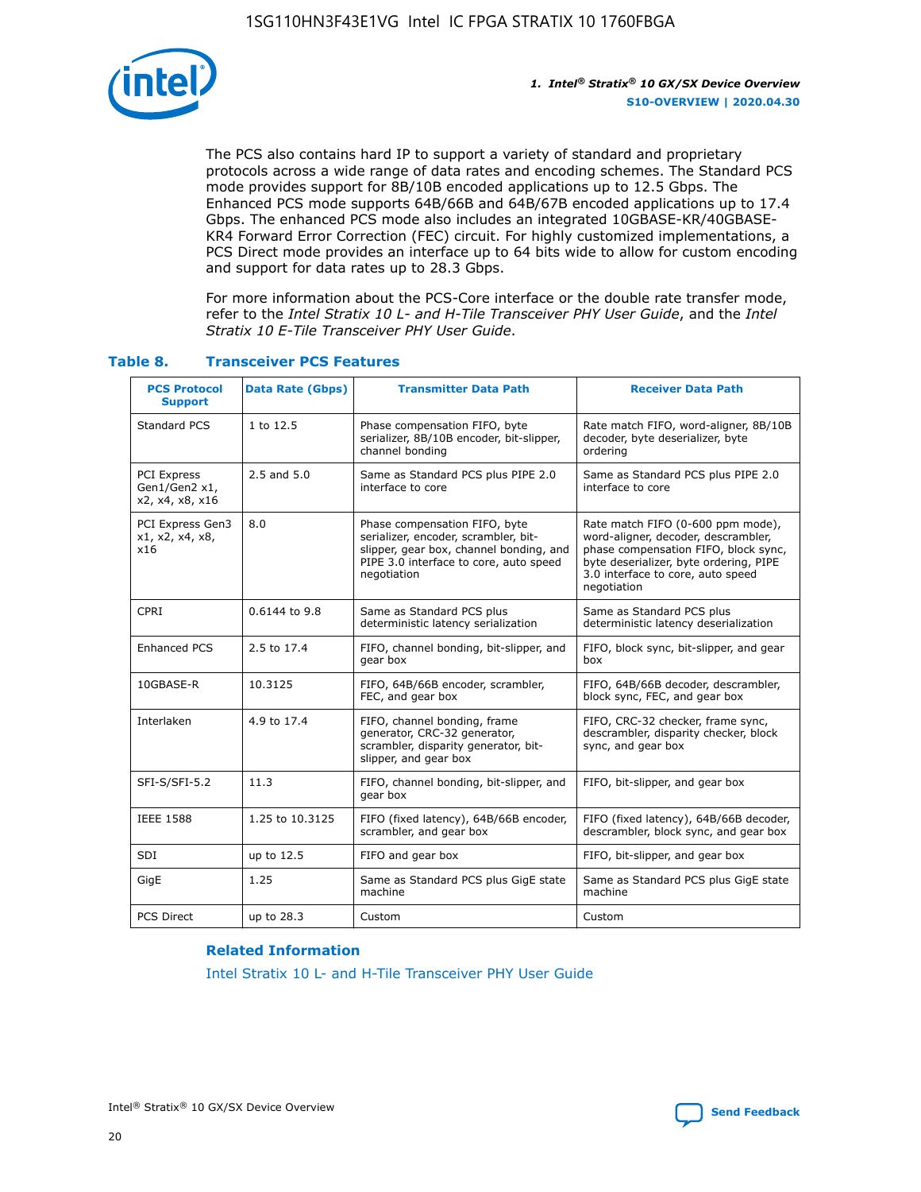The PCS also contains hard IP to support a variety of standard and proprietary protocols across a wide range of data rates and encoding schemes. The Standard PCS mode provides support for 8B/10B encoded applications up to 12.5 Gbps. The Enhanced PCS mode supports 64B/66B and 64B/67B encoded applications up to 17.4 Gbps. The enhanced PCS mode also includes an integrated 10GBASE-KR/40GBASE-KR4 Forward Error Correction (FEC) circuit. For highly customized implementations, a PCS Direct mode provides an interface up to 64 bits wide to allow for custom encoding and support for data rates up to 28.3 Gbps.

For more information about the PCS-Core interface or the double rate transfer mode, refer to the *Intel Stratix 10 L- and H-Tile Transceiver PHY User Guide*, and the *Intel Stratix 10 E-Tile Transceiver PHY User Guide*.

### Table 8. Transceiver PCS Features

| PCS Protocol Support | Data Rate (Gbps) | Transmitter Data Path | Receiver Data Path |
|---|---|---|---|
| Standard PCS | 1 to 12.5 | Phase compensation FIFO, byte serializer, 8B/10B encoder, bit-slipper, channel bonding | Rate match FIFO, word-aligner, 8B/10B decoder, byte deserializer, byte ordering |
| PCI Express Gen1/Gen2 x1, x2, x4, x8, x16 | 2.5 and 5.0 | Same as Standard PCS plus PIPE 2.0 interface to core | Same as Standard PCS plus PIPE 2.0 interface to core |
| PCI Express Gen3 x1, x2, x4, x8, x16 | 8.0 | Phase compensation FIFO, byte serializer, encoder, scrambler, bit-slipper, gear box, channel bonding, and PIPE 3.0 interface to core, auto speed negotiation | Rate match FIFO (0-600 ppm mode), word-aligner, decoder, descrambler, phase compensation FIFO, block sync, byte deserializer, byte ordering, PIPE 3.0 interface to core, auto speed negotiation |
| CPRI | 0.6144 to 9.8 | Same as Standard PCS plus deterministic latency serialization | Same as Standard PCS plus deterministic latency deserialization |
| Enhanced PCS | 2.5 to 17.4 | FIFO, channel bonding, bit-slipper, and gear box | FIFO, block sync, bit-slipper, and gear box |
| 10GBASE-R | 10.3125 | FIFO, 64B/66B encoder, scrambler, FEC, and gear box | FIFO, 64B/66B decoder, descrambler, block sync, FEC, and gear box |
| Interlaken | 4.9 to 17.4 | FIFO, channel bonding, frame generator, CRC-32 generator, scrambler, disparity generator, bit-slipper, and gear box | FIFO, CRC-32 checker, frame sync, descrambler, disparity checker, block sync, and gear box |
| SFI-S/SFI-5.2 | 11.3 | FIFO, channel bonding, bit-slipper, and gear box | FIFO, bit-slipper, and gear box |
| IEEE 1588 | 1.25 to 10.3125 | FIFO (fixed latency), 64B/66B encoder, scrambler, and gear box | FIFO (fixed latency), 64B/66B decoder, descrambler, block sync, and gear box |
| SDI | up to 12.5 | FIFO and gear box | FIFO, bit-slipper, and gear box |
| GigE | 1.25 | Same as Standard PCS plus GigE state machine | Same as Standard PCS plus GigE state machine |
| PCS Direct | up to 28.3 | Custom | Custom |

#### Related Information

Intel Stratix 10 L- and H-Tile Transceiver PHY User Guide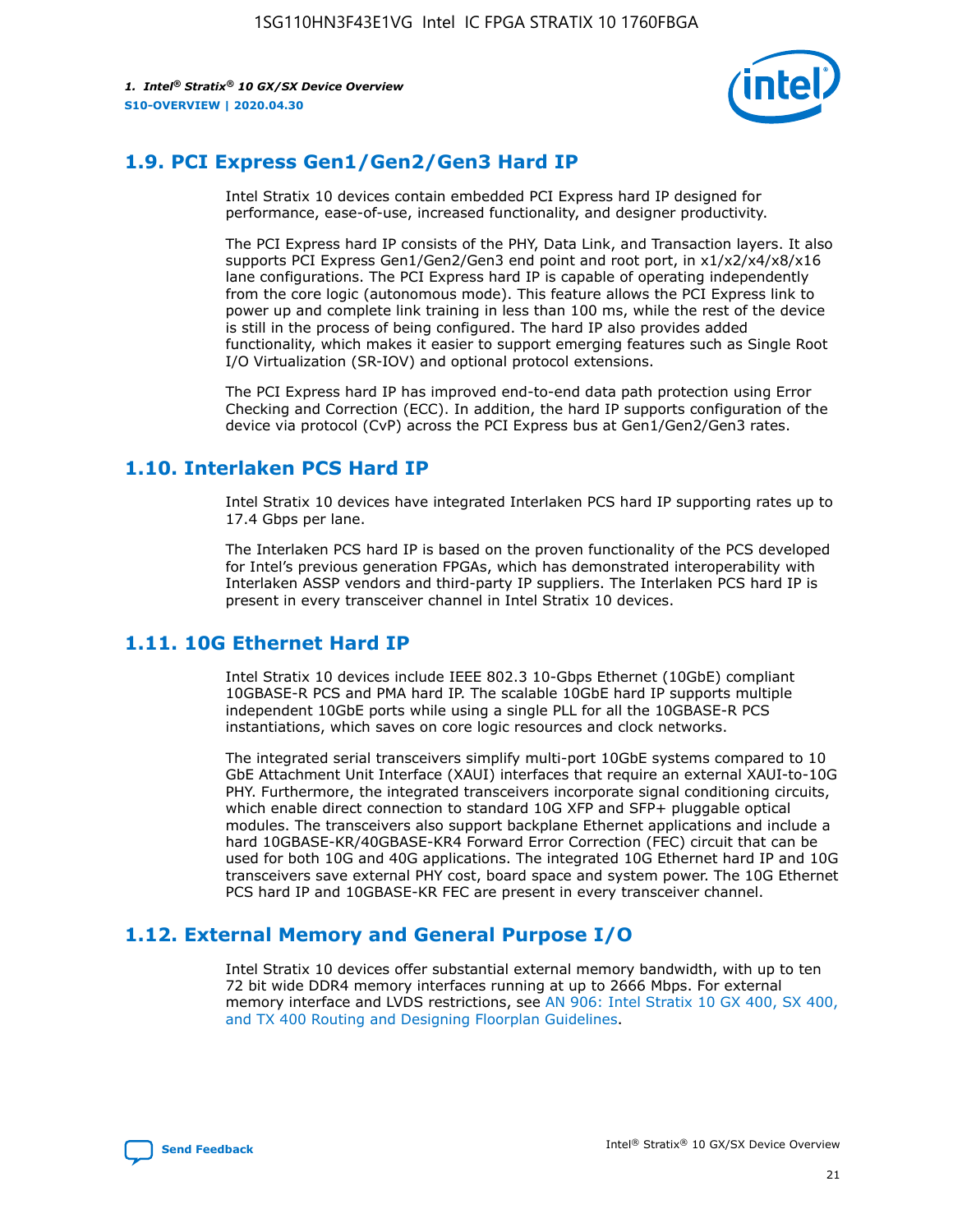## 1.9. PCI Express Gen1/Gen2/Gen3 Hard IP

Intel Stratix 10 devices contain embedded PCI Express hard IP designed for performance, ease-of-use, increased functionality, and designer productivity.

The PCI Express hard IP consists of the PHY, Data Link, and Transaction layers. It also supports PCI Express Gen1/Gen2/Gen3 end point and root port, in x1/x2/x4/x8/x16 lane configurations. The PCI Express hard IP is capable of operating independently from the core logic (autonomous mode). This feature allows the PCI Express link to power up and complete link training in less than 100 ms, while the rest of the device is still in the process of being configured. The hard IP also provides added functionality, which makes it easier to support emerging features such as Single Root I/O Virtualization (SR-IOV) and optional protocol extensions.

The PCI Express hard IP has improved end-to-end data path protection using Error Checking and Correction (ECC). In addition, the hard IP supports configuration of the device via protocol (CvP) across the PCI Express bus at Gen1/Gen2/Gen3 rates.

## 1.10. Interlaken PCS Hard IP

Intel Stratix 10 devices have integrated Interlaken PCS hard IP supporting rates up to 17.4 Gbps per lane.

The Interlaken PCS hard IP is based on the proven functionality of the PCS developed for Intel's previous generation FPGAs, which has demonstrated interoperability with Interlaken ASSP vendors and third-party IP suppliers. The Interlaken PCS hard IP is present in every transceiver channel in Intel Stratix 10 devices.

## 1.11. 10G Ethernet Hard IP

Intel Stratix 10 devices include IEEE 802.3 10-Gbps Ethernet (10GbE) compliant 10GBASE-R PCS and PMA hard IP. The scalable 10GbE hard IP supports multiple independent 10GbE ports while using a single PLL for all the 10GBASE-R PCS instantiations, which saves on core logic resources and clock networks.

The integrated serial transceivers simplify multi-port 10GbE systems compared to 10 GbE Attachment Unit Interface (XAUI) interfaces that require an external XAUI-to-10G PHY. Furthermore, the integrated transceivers incorporate signal conditioning circuits, which enable direct connection to standard 10G XFP and SFP+ pluggable optical modules. The transceivers also support backplane Ethernet applications and include a hard 10GBASE-KR/40GBASE-KR4 Forward Error Correction (FEC) circuit that can be used for both 10G and 40G applications. The integrated 10G Ethernet hard IP and 10G transceivers save external PHY cost, board space and system power. The 10G Ethernet PCS hard IP and 10GBASE-KR FEC are present in every transceiver channel.

## 1.12. External Memory and General Purpose I/O

Intel Stratix 10 devices offer substantial external memory bandwidth, with up to ten 72 bit wide DDR4 memory interfaces running at up to 2666 Mbps. For external memory interface and LVDS restrictions, see AN 906: Intel Stratix 10 GX 400, SX 400, and TX 400 Routing and Designing Floorplan Guidelines.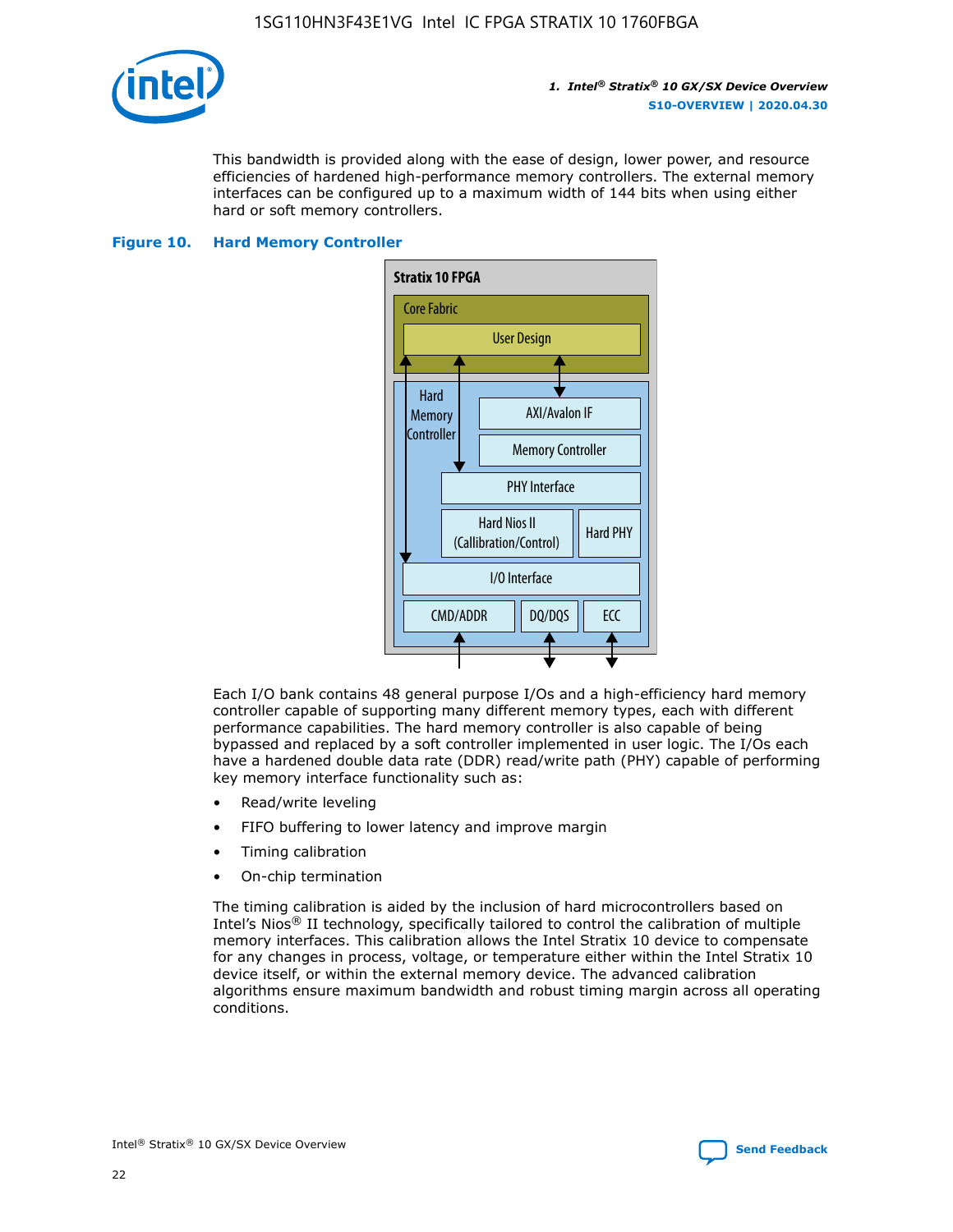This bandwidth is provided along with the ease of design, lower power, and resource efficiencies of hardened high-performance memory controllers. The external memory interfaces can be configured up to a maximum width of 144 bits when using either hard or soft memory controllers.

**Figure 10. Hard Memory Controller**

Stratix 10 FPGA
Core Fabric
User Design
Hard Memory Controller
AXI/Avalon IF
Memory Controller
PHY Interface
Hard Nios II (Callibration/Control)
Hard PHY
I/O Interface
CMD/ADDR
DQ/DQS
ECC

Each I/O bank contains 48 general purpose I/Os and a high-efficiency hard memory controller capable of supporting many different memory types, each with different performance capabilities. The hard memory controller is also capable of being bypassed and replaced by a soft controller implemented in user logic. The I/Os each have a hardened double data rate (DDR) read/write path (PHY) capable of performing key memory interface functionality such as:

- Read/write leveling
- FIFO buffering to lower latency and improve margin
- Timing calibration
- On-chip termination

The timing calibration is aided by the inclusion of hard microcontrollers based on Intel's Nios® II technology, specifically tailored to control the calibration of multiple memory interfaces. This calibration allows the Intel Stratix 10 device to compensate for any changes in process, voltage, or temperature either within the Intel Stratix 10 device itself, or within the external memory device. The advanced calibration algorithms ensure maximum bandwidth and robust timing margin across all operating conditions.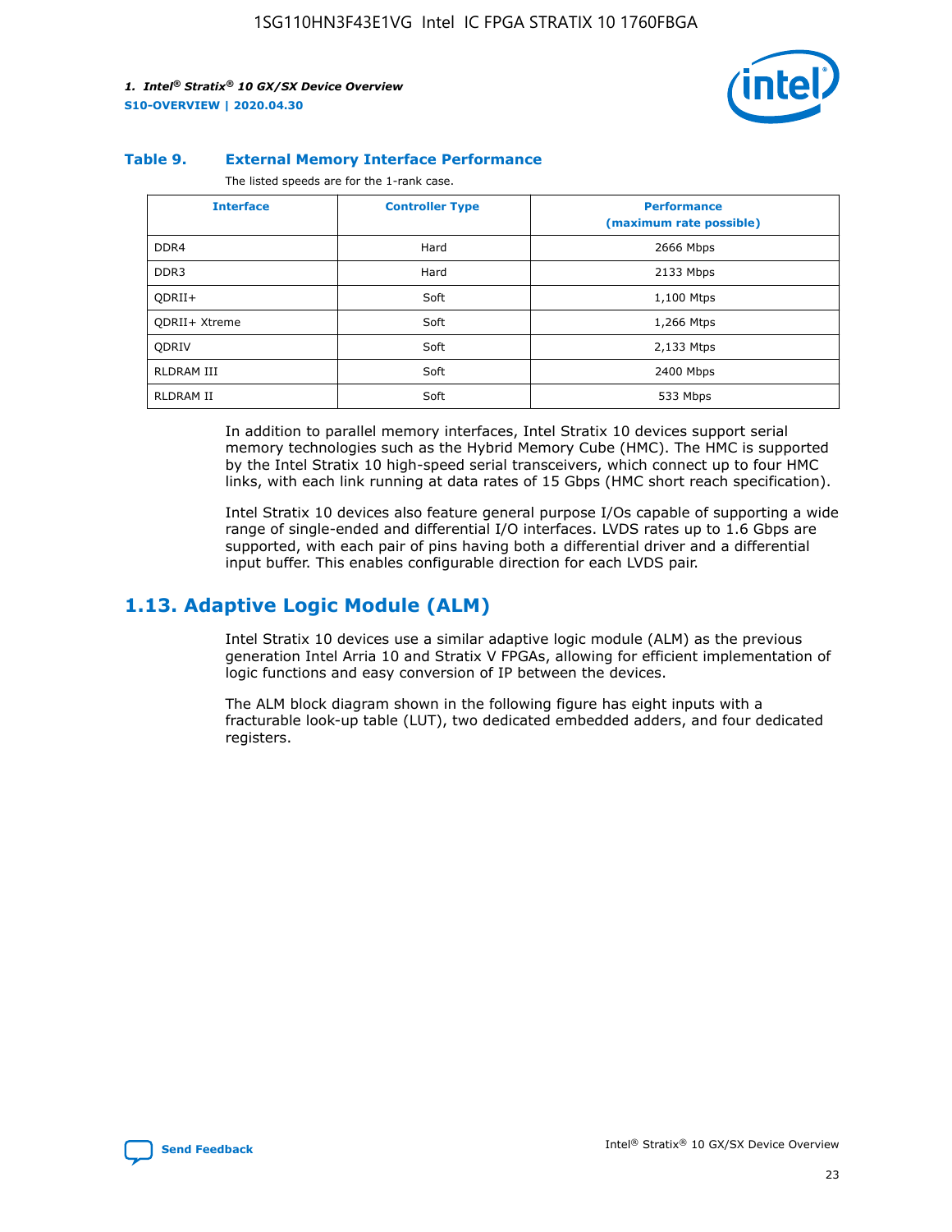#### Table 9. External Memory Interface Performance

The listed speeds are for the 1-rank case.

| Interface | Controller Type | Performance (maximum rate possible) |
| --- | --- | --- |
| DDR4 | Hard | 2666 Mbps |
| DDR3 | Hard | 2133 Mbps |
| QDRII+ | Soft | 1,100 Mtps |
| QDRII+ Xtreme | Soft | 1,266 Mtps |
| QDRIV | Soft | 2,133 Mtps |
| RLDRAM III | Soft | 2400 Mbps |
| RLDRAM II | Soft | 533 Mbps |

In addition to parallel memory interfaces, Intel Stratix 10 devices support serial memory technologies such as the Hybrid Memory Cube (HMC). The HMC is supported by the Intel Stratix 10 high-speed serial transceivers, which connect up to four HMC links, with each link running at data rates of 15 Gbps (HMC short reach specification).

Intel Stratix 10 devices also feature general purpose I/Os capable of supporting a wide range of single-ended and differential I/O interfaces. LVDS rates up to 1.6 Gbps are supported, with each pair of pins having both a differential driver and a differential input buffer. This enables configurable direction for each LVDS pair.

## 1.13. Adaptive Logic Module (ALM)

Intel Stratix 10 devices use a similar adaptive logic module (ALM) as the previous generation Intel Arria 10 and Stratix V FPGAs, allowing for efficient implementation of logic functions and easy conversion of IP between the devices.

The ALM block diagram shown in the following figure has eight inputs with a fracturable look-up table (LUT), two dedicated embedded adders, and four dedicated registers.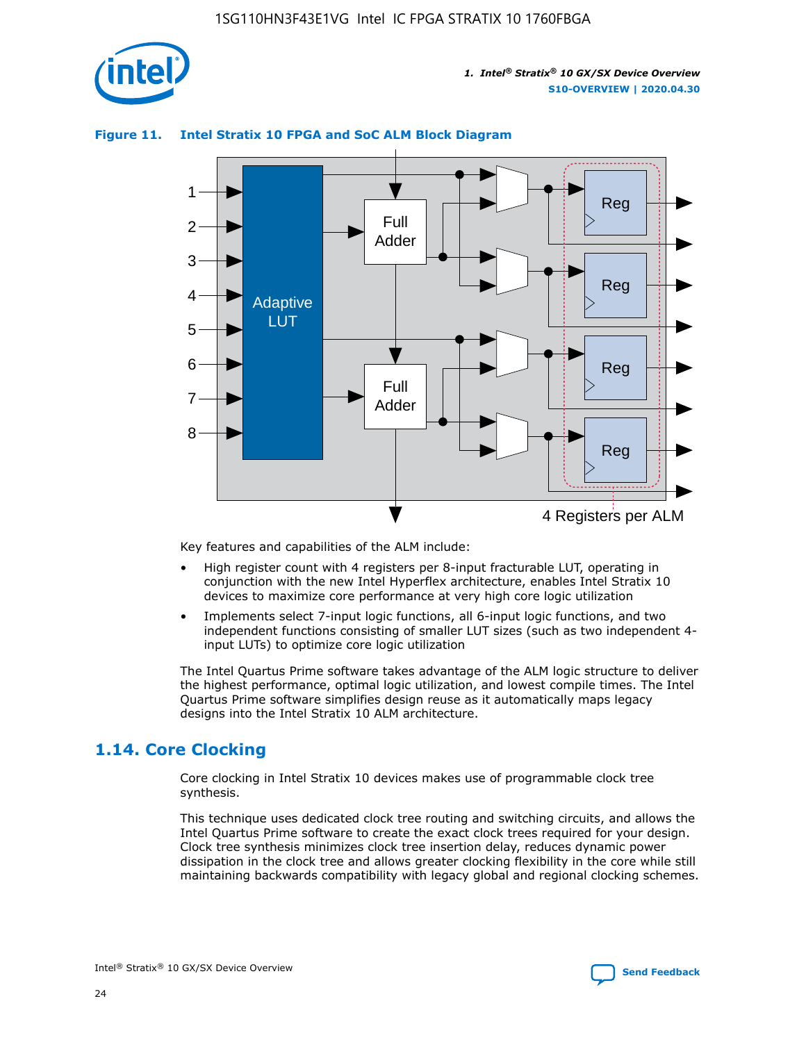Figure 11. Intel Stratix 10 FPGA and SoC ALM Block Diagram

1
2
3
4
5
6
7
8
Adaptive LUT
Full Adder
Full Adder
Reg
Reg
Reg
Reg
4 Registers per ALM

Key features and capabilities of the ALM include:

- High register count with 4 registers per 8-input fracturable LUT, operating in conjunction with the new Intel Hyperflex architecture, enables Intel Stratix 10 devices to maximize core performance at very high core logic utilization
- Implements select 7-input logic functions, all 6-input logic functions, and two independent functions consisting of smaller LUT sizes (such as two independent 4-input LUTs) to optimize core logic utilization

The Intel Quartus Prime software takes advantage of the ALM logic structure to deliver the highest performance, optimal logic utilization, and lowest compile times. The Intel Quartus Prime software simplifies design reuse as it automatically maps legacy designs into the Intel Stratix 10 ALM architecture.

## 1.14. Core Clocking

Core clocking in Intel Stratix 10 devices makes use of programmable clock tree synthesis.

This technique uses dedicated clock tree routing and switching circuits, and allows the Intel Quartus Prime software to create the exact clock trees required for your design. Clock tree synthesis minimizes clock tree insertion delay, reduces dynamic power dissipation in the clock tree and allows greater clocking flexibility in the core while still maintaining backwards compatibility with legacy global and regional clocking schemes.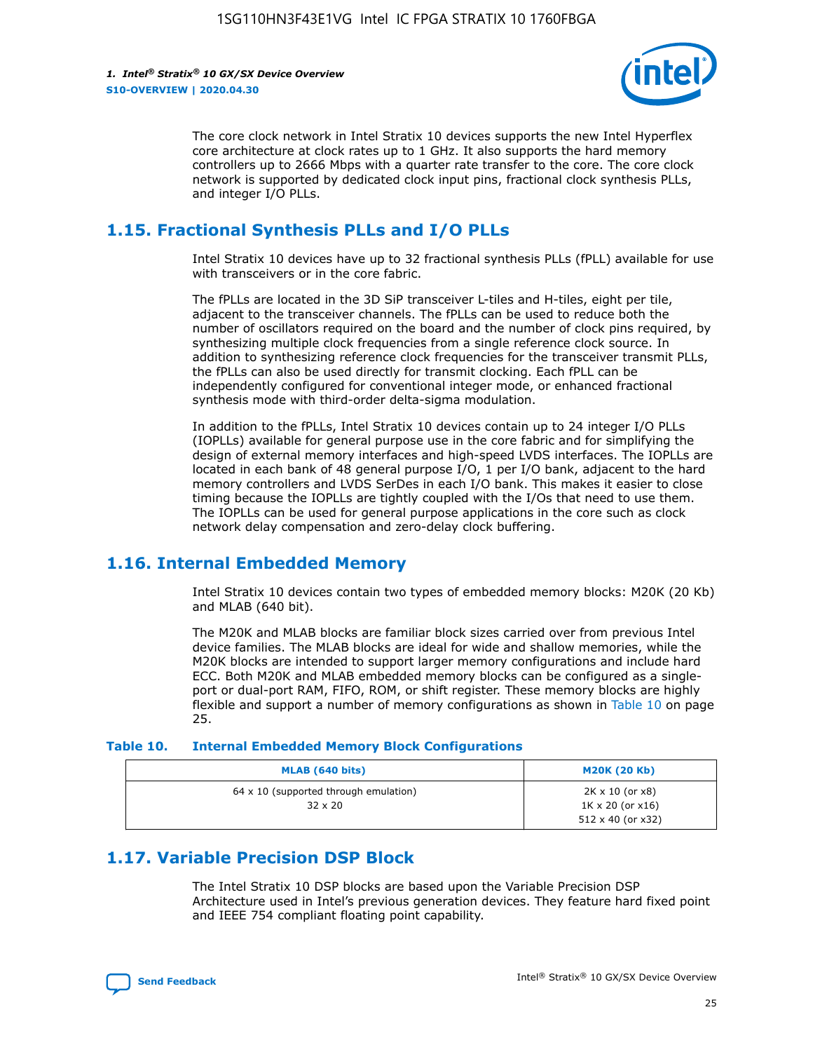The core clock network in Intel Stratix 10 devices supports the new Intel Hyperflex core architecture at clock rates up to 1 GHz. It also supports the hard memory controllers up to 2666 Mbps with a quarter rate transfer to the core. The core clock network is supported by dedicated clock input pins, fractional clock synthesis PLLs, and integer I/O PLLs.

## 1.15. Fractional Synthesis PLLs and I/O PLLs

Intel Stratix 10 devices have up to 32 fractional synthesis PLLs (fPLL) available for use with transceivers or in the core fabric.

The fPLLs are located in the 3D SiP transceiver L-tiles and H-tiles, eight per tile, adjacent to the transceiver channels. The fPLLs can be used to reduce both the number of oscillators required on the board and the number of clock pins required, by synthesizing multiple clock frequencies from a single reference clock source. In addition to synthesizing reference clock frequencies for the transceiver transmit PLLs, the fPLLs can also be used directly for transmit clocking. Each fPLL can be independently configured for conventional integer mode, or enhanced fractional synthesis mode with third-order delta-sigma modulation.

In addition to the fPLLs, Intel Stratix 10 devices contain up to 24 integer I/O PLLs (IOPLLs) available for general purpose use in the core fabric and for simplifying the design of external memory interfaces and high-speed LVDS interfaces. The IOPLLs are located in each bank of 48 general purpose I/O, 1 per I/O bank, adjacent to the hard memory controllers and LVDS SerDes in each I/O bank. This makes it easier to close timing because the IOPLLs are tightly coupled with the I/Os that need to use them. The IOPLLs can be used for general purpose applications in the core such as clock network delay compensation and zero-delay clock buffering.

## 1.16. Internal Embedded Memory

Intel Stratix 10 devices contain two types of embedded memory blocks: M20K (20 Kb) and MLAB (640 bit).

The M20K and MLAB blocks are familiar block sizes carried over from previous Intel device families. The MLAB blocks are ideal for wide and shallow memories, while the M20K blocks are intended to support larger memory configurations and include hard ECC. Both M20K and MLAB embedded memory blocks can be configured as a single-port or dual-port RAM, FIFO, ROM, or shift register. These memory blocks are highly flexible and support a number of memory configurations as shown in Table 10 on page 25.

**Table 10. Internal Embedded Memory Block Configurations**

| MLAB (640 bits) | M20K (20 Kb) |
|---|---|
| 64 x 10 (supported through emulation)<br>32 x 20 | 2K x 10 (or x8)<br>1K x 20 (or x16)<br>512 x 40 (or x32) |

## 1.17. Variable Precision DSP Block

The Intel Stratix 10 DSP blocks are based upon the Variable Precision DSP Architecture used in Intel's previous generation devices. They feature hard fixed point and IEEE 754 compliant floating point capability.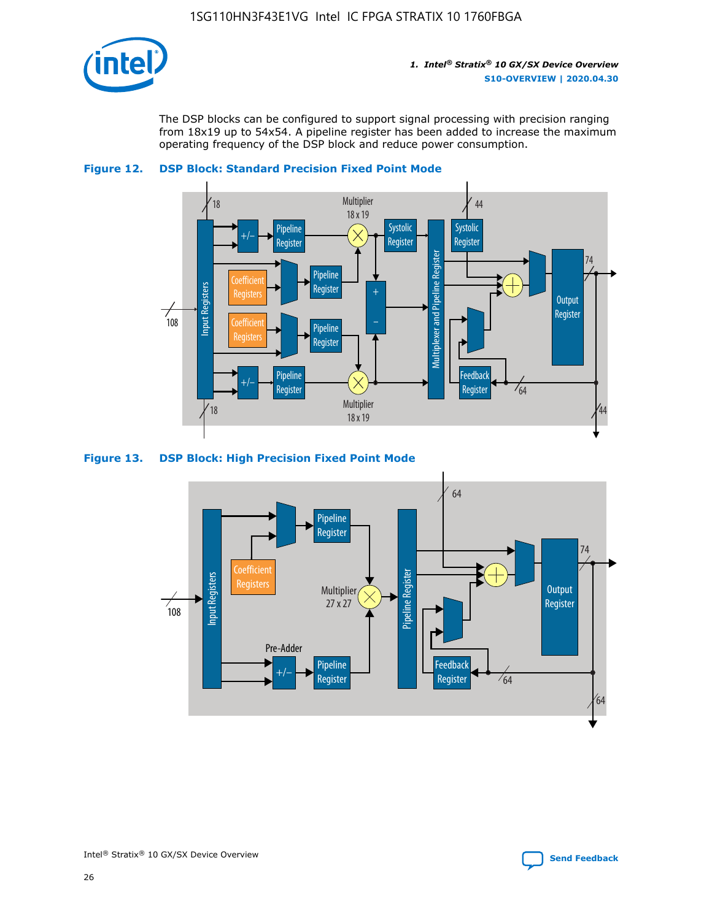The DSP blocks can be configured to support signal processing with precision ranging from 18x19 up to 54x54. A pipeline register has been added to increase the maximum operating frequency of the DSP block and reduce power consumption.

**Figure 12. DSP Block: Standard Precision Fixed Point Mode**

18
Multiplier
18 x 19
44
Pipeline Register
Systolic Register
Systolic Register
+/−
Coefficient Registers
Pipeline Register
74
Input Registers
+
−
Multiplexer and Pipeline Register
Output Register
108
Coefficient Registers
Pipeline Register
Feedback Register
64
+/−
Pipeline Register
18
Multiplier
18 x 19
44

**Figure 13. DSP Block: High Precision Fixed Point Mode**

64
Pipeline Register
74
Coefficient Registers
Multiplier
27 x 27
Output Register
108
Input Registers
Pipeline Register
Pre-Adder
Feedback Register
+/−
Pipeline Register
64
64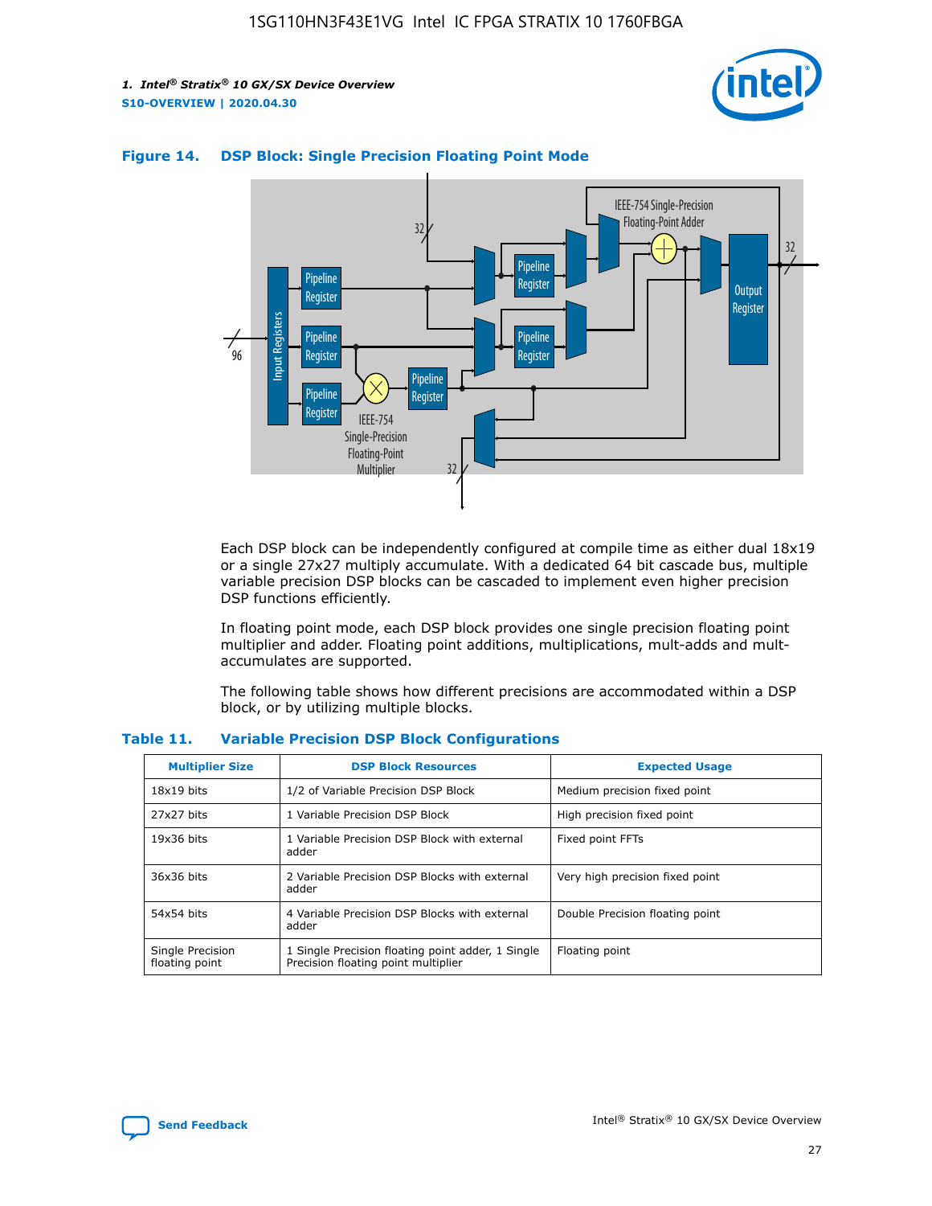**Figure 14. DSP Block: Single Precision Floating Point Mode**

IEEE-754 Single-Precision Floating-Point Adder

32

32

Pipeline Register

Pipeline Register

Pipeline Register

Pipeline Register

Pipeline Register

Pipeline Register

Input Registers

96

Output Register

IEEE-754 Single-Precision Floating-Point Multiplier

32

Each DSP block can be independently configured at compile time as either dual 18x19 or a single 27x27 multiply accumulate. With a dedicated 64 bit cascade bus, multiple variable precision DSP blocks can be cascaded to implement even higher precision DSP functions efficiently.

In floating point mode, each DSP block provides one single precision floating point multiplier and adder. Floating point additions, multiplications, mult-adds and mult-accumulates are supported.

The following table shows how different precisions are accommodated within a DSP block, or by utilizing multiple blocks.

**Table 11. Variable Precision DSP Block Configurations**

| Multiplier Size | DSP Block Resources | Expected Usage |
|---|---|---|
| 18x19 bits | 1/2 of Variable Precision DSP Block | Medium precision fixed point |
| 27x27 bits | 1 Variable Precision DSP Block | High precision fixed point |
| 19x36 bits | 1 Variable Precision DSP Block with external adder | Fixed point FFTs |
| 36x36 bits | 2 Variable Precision DSP Blocks with external adder | Very high precision fixed point |
| 54x54 bits | 4 Variable Precision DSP Blocks with external adder | Double Precision floating point |
| Single Precision floating point | 1 Single Precision floating point adder, 1 Single Precision floating point multiplier | Floating point |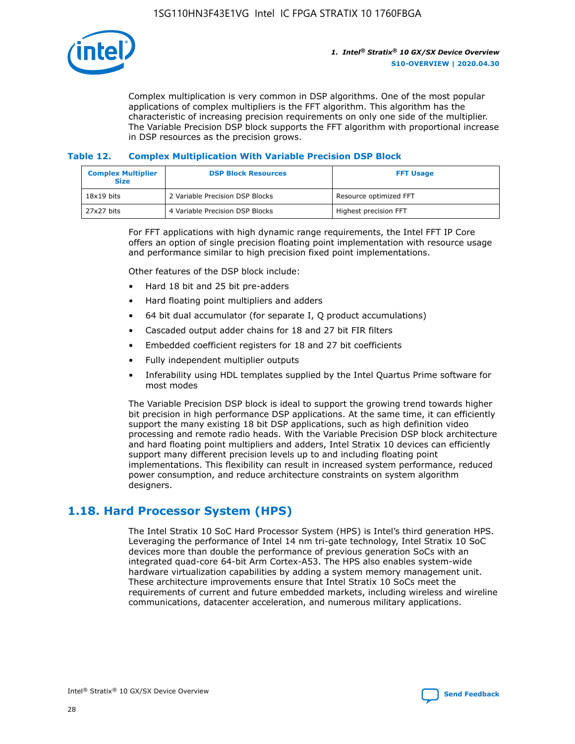Complex multiplication is very common in DSP algorithms. One of the most popular applications of complex multipliers is the FFT algorithm. This algorithm has the characteristic of increasing precision requirements on only one side of the multiplier. The Variable Precision DSP block supports the FFT algorithm with proportional increase in DSP resources as the precision grows.

**Table 12. Complex Multiplication With Variable Precision DSP Block**

| Complex Multiplier Size | DSP Block Resources | FFT Usage |
| --- | --- | --- |
| 18x19 bits | 2 Variable Precision DSP Blocks | Resource optimized FFT |
| 27x27 bits | 4 Variable Precision DSP Blocks | Highest precision FFT |

For FFT applications with high dynamic range requirements, the Intel FFT IP Core offers an option of single precision floating point implementation with resource usage and performance similar to high precision fixed point implementations.

Other features of the DSP block include:

- Hard 18 bit and 25 bit pre-adders
- Hard floating point multipliers and adders
- 64 bit dual accumulator (for separate I, Q product accumulations)
- Cascaded output adder chains for 18 and 27 bit FIR filters
- Embedded coefficient registers for 18 and 27 bit coefficients
- Fully independent multiplier outputs
- Inferability using HDL templates supplied by the Intel Quartus Prime software for most modes

The Variable Precision DSP block is ideal to support the growing trend towards higher bit precision in high performance DSP applications. At the same time, it can efficiently support the many existing 18 bit DSP applications, such as high definition video processing and remote radio heads. With the Variable Precision DSP block architecture and hard floating point multipliers and adders, Intel Stratix 10 devices can efficiently support many different precision levels up to and including floating point implementations. This flexibility can result in increased system performance, reduced power consumption, and reduce architecture constraints on system algorithm designers.

## 1.18. Hard Processor System (HPS)

The Intel Stratix 10 SoC Hard Processor System (HPS) is Intel's third generation HPS. Leveraging the performance of Intel 14 nm tri-gate technology, Intel Stratix 10 SoC devices more than double the performance of previous generation SoCs with an integrated quad-core 64-bit Arm Cortex-A53. The HPS also enables system-wide hardware virtualization capabilities by adding a system memory management unit. These architecture improvements ensure that Intel Stratix 10 SoCs meet the requirements of current and future embedded markets, including wireless and wireline communications, datacenter acceleration, and numerous military applications.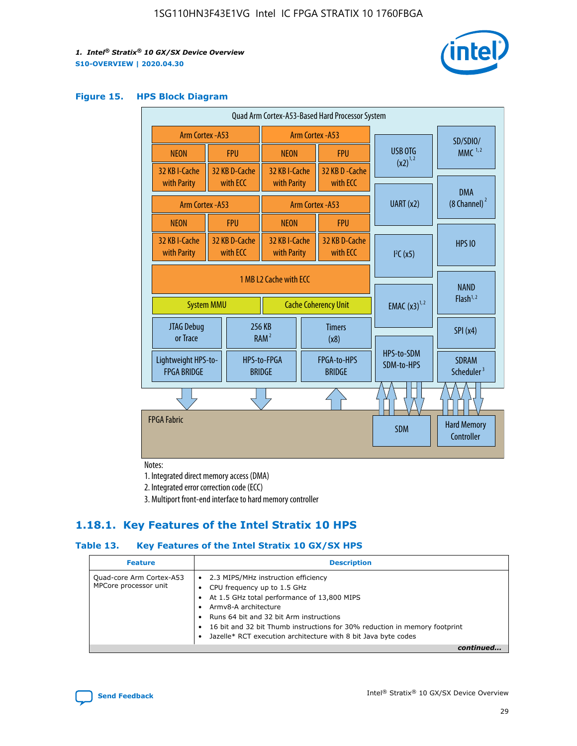**Figure 15. HPS Block Diagram**

Quad Arm Cortex-A53-Based Hard Processor System

| Arm Cortex -A53 | | Arm Cortex -A53 | |
|---|---|---|---|
| NEON | FPU | NEON | FPU |
| 32 KB I-Cache with Parity | 32 KB D-Cache with ECC | 32 KB I-Cache with Parity | 32 KB D -Cache with ECC |
| Arm Cortex -A53 | | Arm Cortex -A53 | |
| NEON | FPU | NEON | FPU |
| 32 KB I-Cache with Parity | 32 KB D-Cache with ECC | 32 KB I-Cache with Parity | 32 KB D-Cache with ECC |

1 MB L2 Cache with ECC

System MMU | Cache Coherency Unit

JTAG Debug or Trace | 256 KB RAM [2] | Timers (x8)

Lightweight HPS-to-FPGA BRIDGE | HPS-to-FPGA BRIDGE | FPGA-to-HPS BRIDGE

USB OTG (x2) [1,2] | UART (x2) | I²C (x5) | EMAC (x3) [1,2] | HPS-to-SDM SDM-to-HPS

SD/SDIO/ MMC [1,2] | DMA (8 Channel) [2] | HPS IO | NAND Flash [1,2] | SPI (x4) | SDRAM Scheduler [3]

FPGA Fabric | SDM | Hard Memory Controller

Notes:

1. Integrated direct memory access (DMA)
2. Integrated error correction code (ECC)
3. Multiport front-end interface to hard memory controller

## 1.18.1. Key Features of the Intel Stratix 10 HPS

**Table 13. Key Features of the Intel Stratix 10 GX/SX HPS**

| Feature | Description |
|---|---|
| Quad-core Arm Cortex-A53 MPCore processor unit | • 2.3 MIPS/MHz instruction efficiency<br>• CPU frequency up to 1.5 GHz<br>• At 1.5 GHz total performance of 13,800 MIPS<br>• Armv8-A architecture<br>• Runs 64 bit and 32 bit Arm instructions<br>• 16 bit and 32 bit Thumb instructions for 30% reduction in memory footprint<br>• Jazelle* RCT execution architecture with 8 bit Java byte codes |

*continued...*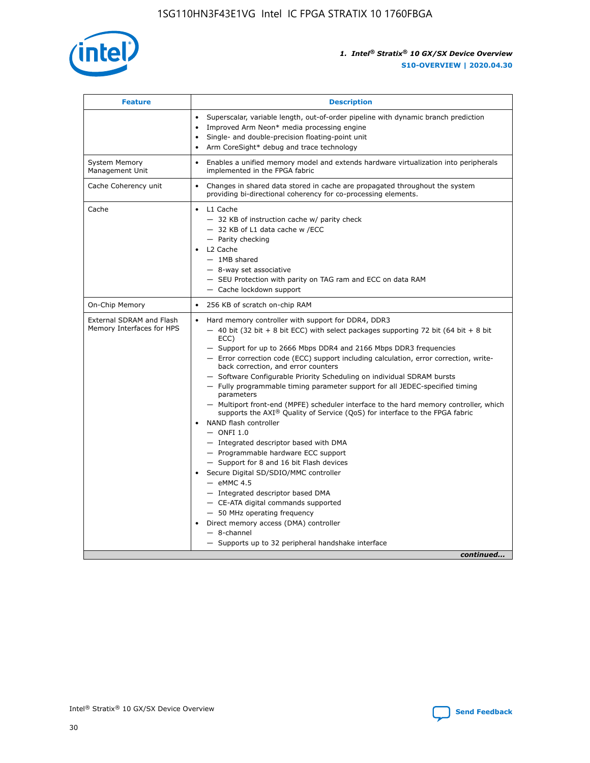| Feature | Description |
| --- | --- |
| | • Superscalar, variable length, out-of-order pipeline with dynamic branch prediction<br>• Improved Arm Neon* media processing engine<br>• Single- and double-precision floating-point unit<br>• Arm CoreSight* debug and trace technology |
| System Memory Management Unit | • Enables a unified memory model and extends hardware virtualization into peripherals implemented in the FPGA fabric |
| Cache Coherency unit | • Changes in shared data stored in cache are propagated throughout the system providing bi-directional coherency for co-processing elements. |
| Cache | • L1 Cache<br>— 32 KB of instruction cache w/ parity check<br>— 32 KB of L1 data cache w /ECC<br>— Parity checking<br>• L2 Cache<br>— 1MB shared<br>— 8-way set associative<br>— SEU Protection with parity on TAG ram and ECC on data RAM<br>— Cache lockdown support |
| On-Chip Memory | • 256 KB of scratch on-chip RAM |
| External SDRAM and Flash Memory Interfaces for HPS | • Hard memory controller with support for DDR4, DDR3<br>— 40 bit (32 bit + 8 bit ECC) with select packages supporting 72 bit (64 bit + 8 bit ECC)<br>— Support for up to 2666 Mbps DDR4 and 2166 Mbps DDR3 frequencies<br>— Error correction code (ECC) support including calculation, error correction, write-back correction, and error counters<br>— Software Configurable Priority Scheduling on individual SDRAM bursts<br>— Fully programmable timing parameter support for all JEDEC-specified timing parameters<br>— Multiport front-end (MPFE) scheduler interface to the hard memory controller, which supports the AXI® Quality of Service (QoS) for interface to the FPGA fabric<br>• NAND flash controller<br>— ONFI 1.0<br>— Integrated descriptor based with DMA<br>— Programmable hardware ECC support<br>— Support for 8 and 16 bit Flash devices<br>• Secure Digital SD/SDIO/MMC controller<br>— eMMC 4.5<br>— Integrated descriptor based DMA<br>— CE-ATA digital commands supported<br>— 50 MHz operating frequency<br>• Direct memory access (DMA) controller<br>— 8-channel<br>— Supports up to 32 peripheral handshake interface |

*continued...*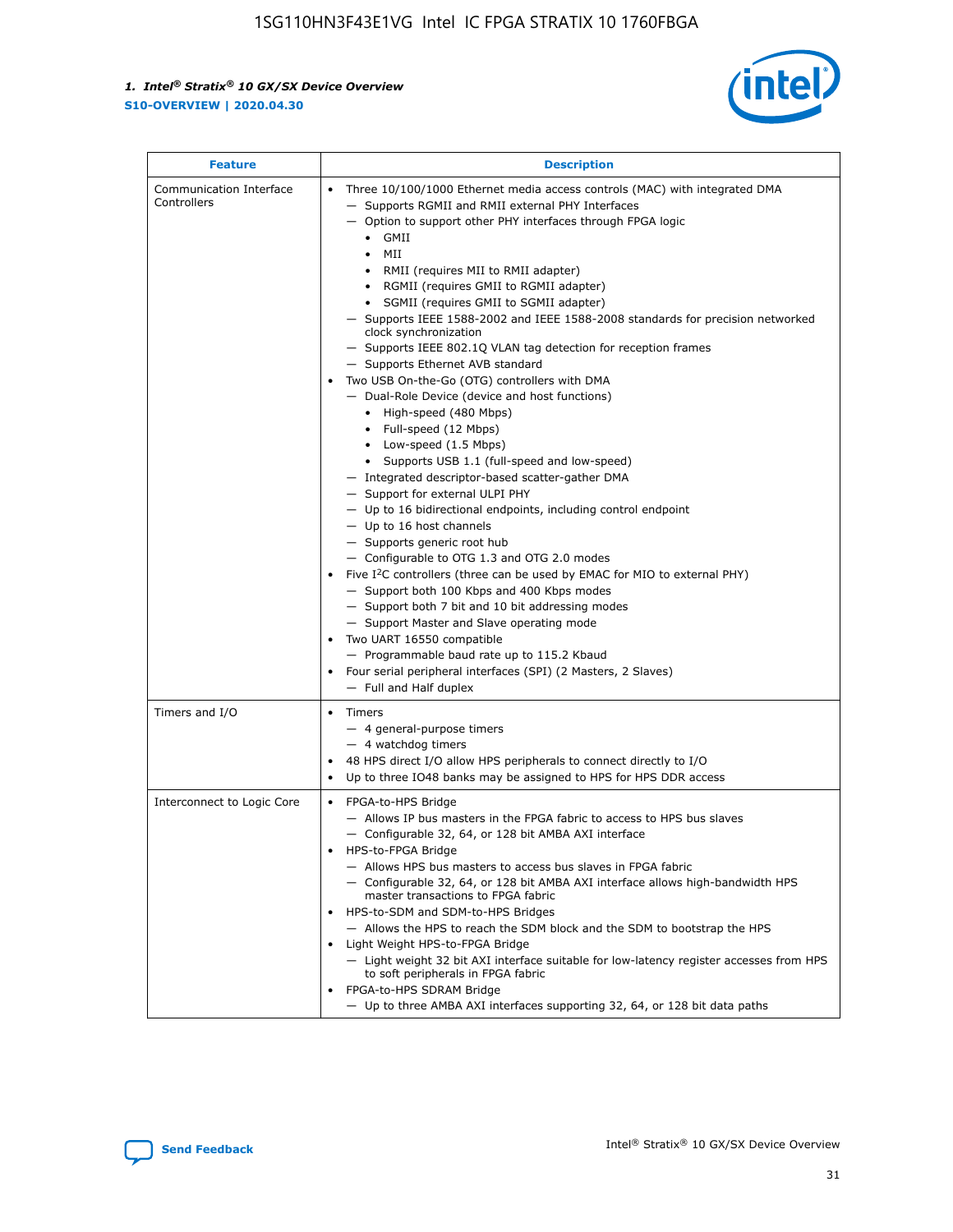| Feature | Description |
| --- | --- |
| Communication Interface Controllers | • Three 10/100/1000 Ethernet media access controls (MAC) with integrated DMA<br>— Supports RGMII and RMII external PHY Interfaces<br>— Option to support other PHY interfaces through FPGA logic<br>• GMII<br>• MII<br>• RMII (requires MII to RMII adapter)<br>• RGMII (requires GMII to RGMII adapter)<br>• SGMII (requires GMII to SGMII adapter)<br>— Supports IEEE 1588-2002 and IEEE 1588-2008 standards for precision networked clock synchronization<br>— Supports IEEE 802.1Q VLAN tag detection for reception frames<br>— Supports Ethernet AVB standard<br>• Two USB On-the-Go (OTG) controllers with DMA<br>— Dual-Role Device (device and host functions)<br>• High-speed (480 Mbps)<br>• Full-speed (12 Mbps)<br>• Low-speed (1.5 Mbps)<br>• Supports USB 1.1 (full-speed and low-speed)<br>— Integrated descriptor-based scatter-gather DMA<br>— Support for external ULPI PHY<br>— Up to 16 bidirectional endpoints, including control endpoint<br>— Up to 16 host channels<br>— Supports generic root hub<br>— Configurable to OTG 1.3 and OTG 2.0 modes<br>• Five I$^2$C controllers (three can be used by EMAC for MIO to external PHY)<br>— Support both 100 Kbps and 400 Kbps modes<br>— Support both 7 bit and 10 bit addressing modes<br>— Support Master and Slave operating mode<br>• Two UART 16550 compatible<br>— Programmable baud rate up to 115.2 Kbaud<br>• Four serial peripheral interfaces (SPI) (2 Masters, 2 Slaves)<br>— Full and Half duplex |
| Timers and I/O | • Timers<br>— 4 general-purpose timers<br>— 4 watchdog timers<br>• 48 HPS direct I/O allow HPS peripherals to connect directly to I/O<br>• Up to three IO48 banks may be assigned to HPS for HPS DDR access |
| Interconnect to Logic Core | • FPGA-to-HPS Bridge<br>— Allows IP bus masters in the FPGA fabric to access to HPS bus slaves<br>— Configurable 32, 64, or 128 bit AMBA AXI interface<br>• HPS-to-FPGA Bridge<br>— Allows HPS bus masters to access bus slaves in FPGA fabric<br>— Configurable 32, 64, or 128 bit AMBA AXI interface allows high-bandwidth HPS master transactions to FPGA fabric<br>• HPS-to-SDM and SDM-to-HPS Bridges<br>— Allows the HPS to reach the SDM block and the SDM to bootstrap the HPS<br>• Light Weight HPS-to-FPGA Bridge<br>— Light weight 32 bit AXI interface suitable for low-latency register accesses from HPS to soft peripherals in FPGA fabric<br>• FPGA-to-HPS SDRAM Bridge<br>— Up to three AMBA AXI interfaces supporting 32, 64, or 128 bit data paths |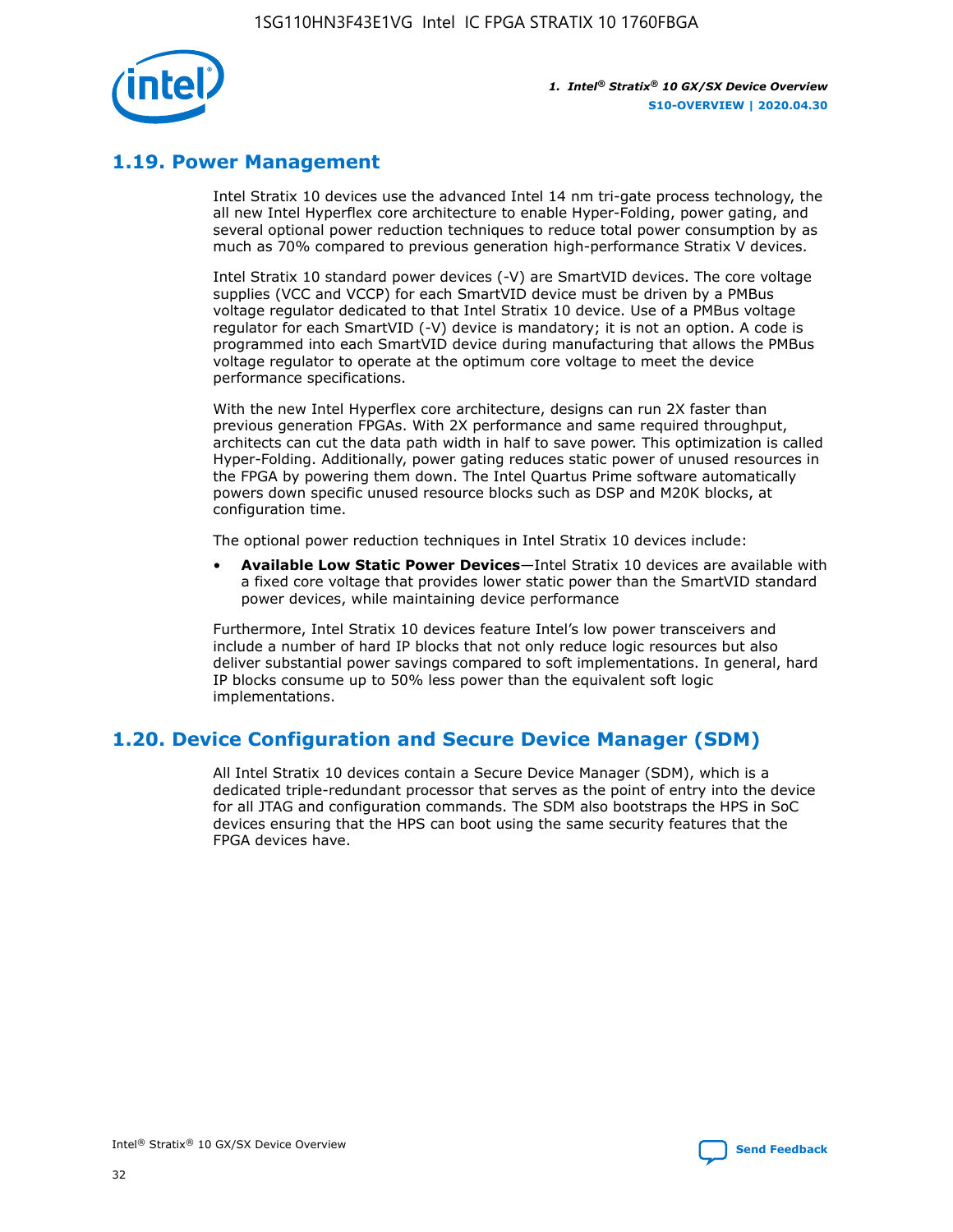## 1.19. Power Management

Intel Stratix 10 devices use the advanced Intel 14 nm tri-gate process technology, the all new Intel Hyperflex core architecture to enable Hyper-Folding, power gating, and several optional power reduction techniques to reduce total power consumption by as much as 70% compared to previous generation high-performance Stratix V devices.

Intel Stratix 10 standard power devices (-V) are SmartVID devices. The core voltage supplies (VCC and VCCP) for each SmartVID device must be driven by a PMBus voltage regulator dedicated to that Intel Stratix 10 device. Use of a PMBus voltage regulator for each SmartVID (-V) device is mandatory; it is not an option. A code is programmed into each SmartVID device during manufacturing that allows the PMBus voltage regulator to operate at the optimum core voltage to meet the device performance specifications.

With the new Intel Hyperflex core architecture, designs can run 2X faster than previous generation FPGAs. With 2X performance and same required throughput, architects can cut the data path width in half to save power. This optimization is called Hyper-Folding. Additionally, power gating reduces static power of unused resources in the FPGA by powering them down. The Intel Quartus Prime software automatically powers down specific unused resource blocks such as DSP and M20K blocks, at configuration time.

The optional power reduction techniques in Intel Stratix 10 devices include:

- **Available Low Static Power Devices**—Intel Stratix 10 devices are available with a fixed core voltage that provides lower static power than the SmartVID standard power devices, while maintaining device performance

Furthermore, Intel Stratix 10 devices feature Intel's low power transceivers and include a number of hard IP blocks that not only reduce logic resources but also deliver substantial power savings compared to soft implementations. In general, hard IP blocks consume up to 50% less power than the equivalent soft logic implementations.

## 1.20. Device Configuration and Secure Device Manager (SDM)

All Intel Stratix 10 devices contain a Secure Device Manager (SDM), which is a dedicated triple-redundant processor that serves as the point of entry into the device for all JTAG and configuration commands. The SDM also bootstraps the HPS in SoC devices ensuring that the HPS can boot using the same security features that the FPGA devices have.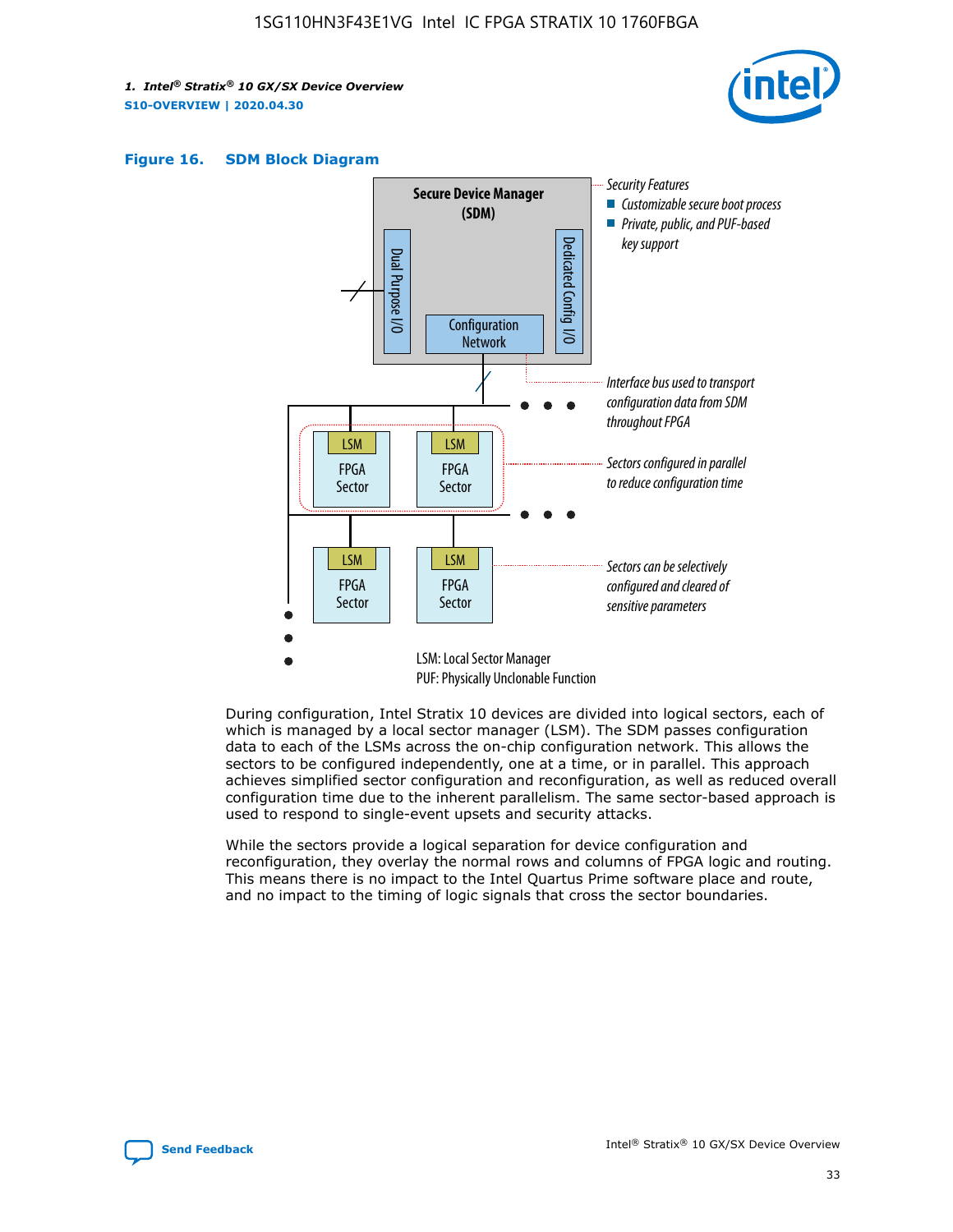**Figure 16. SDM Block Diagram**

Secure Device Manager (SDM)

Dual Purpose I/O

Dedicated Config I/O

Configuration Network

Security Features

- Customizable secure boot process
- Private, public, and PUF-based key support

Interface bus used to transport configuration data from SDM throughout FPGA

LSM FPGA Sector

Sectors configured in parallel to reduce configuration time

Sectors can be selectively configured and cleared of sensitive parameters

LSM: Local Sector Manager

PUF: Physically Unclonable Function

During configuration, Intel Stratix 10 devices are divided into logical sectors, each of which is managed by a local sector manager (LSM). The SDM passes configuration data to each of the LSMs across the on-chip configuration network. This allows the sectors to be configured independently, one at a time, or in parallel. This approach achieves simplified sector configuration and reconfiguration, as well as reduced overall configuration time due to the inherent parallelism. The same sector-based approach is used to respond to single-event upsets and security attacks.

While the sectors provide a logical separation for device configuration and reconfiguration, they overlay the normal rows and columns of FPGA logic and routing. This means there is no impact to the Intel Quartus Prime software place and route, and no impact to the timing of logic signals that cross the sector boundaries.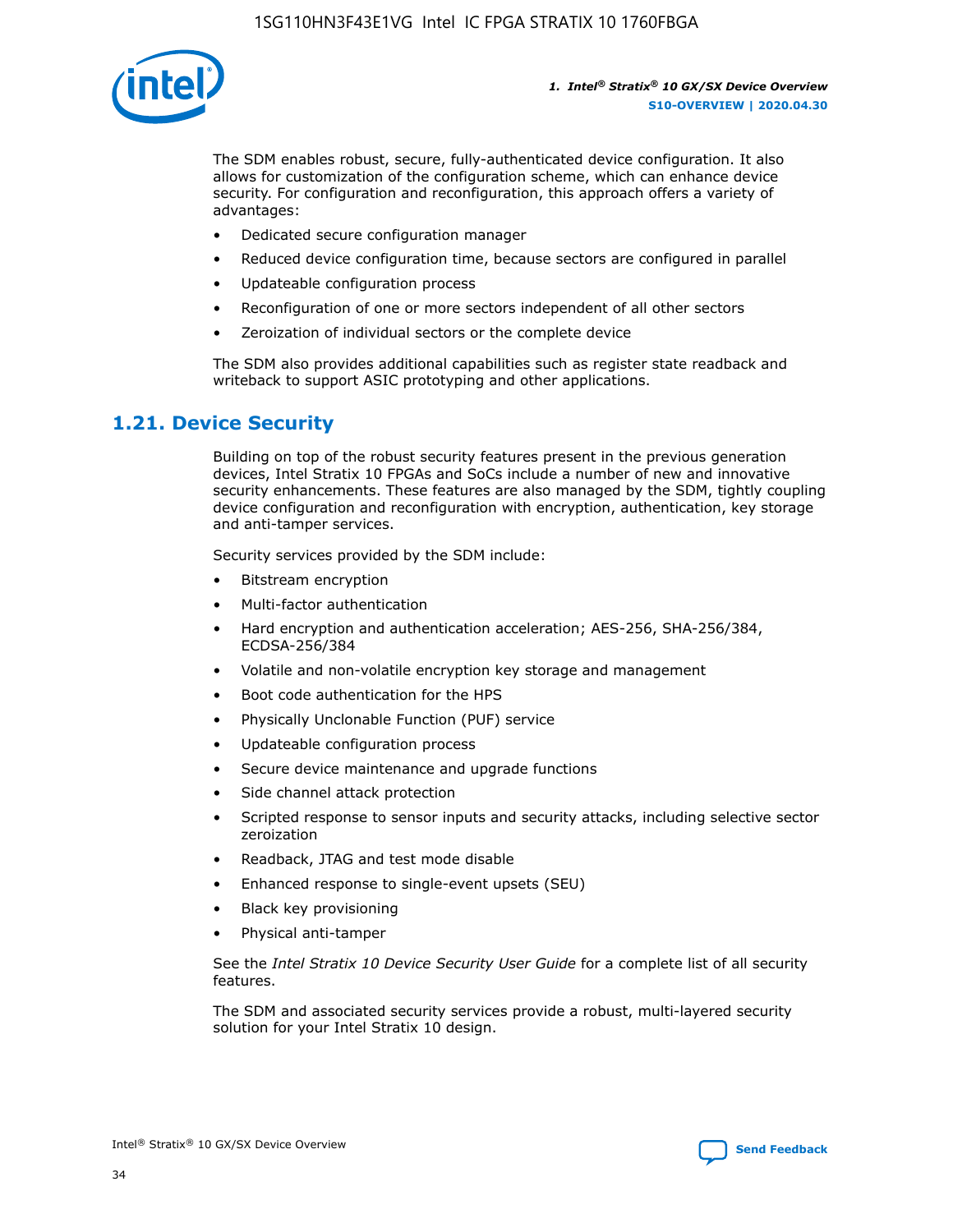The SDM enables robust, secure, fully-authenticated device configuration. It also allows for customization of the configuration scheme, which can enhance device security. For configuration and reconfiguration, this approach offers a variety of advantages:

- Dedicated secure configuration manager
- Reduced device configuration time, because sectors are configured in parallel
- Updateable configuration process
- Reconfiguration of one or more sectors independent of all other sectors
- Zeroization of individual sectors or the complete device

The SDM also provides additional capabilities such as register state readback and writeback to support ASIC prototyping and other applications.

## 1.21. Device Security

Building on top of the robust security features present in the previous generation devices, Intel Stratix 10 FPGAs and SoCs include a number of new and innovative security enhancements. These features are also managed by the SDM, tightly coupling device configuration and reconfiguration with encryption, authentication, key storage and anti-tamper services.

Security services provided by the SDM include:

- Bitstream encryption
- Multi-factor authentication
- Hard encryption and authentication acceleration; AES-256, SHA-256/384, ECDSA-256/384
- Volatile and non-volatile encryption key storage and management
- Boot code authentication for the HPS
- Physically Unclonable Function (PUF) service
- Updateable configuration process
- Secure device maintenance and upgrade functions
- Side channel attack protection
- Scripted response to sensor inputs and security attacks, including selective sector zeroization
- Readback, JTAG and test mode disable
- Enhanced response to single-event upsets (SEU)
- Black key provisioning
- Physical anti-tamper

See the *Intel Stratix 10 Device Security User Guide* for a complete list of all security features.

The SDM and associated security services provide a robust, multi-layered security solution for your Intel Stratix 10 design.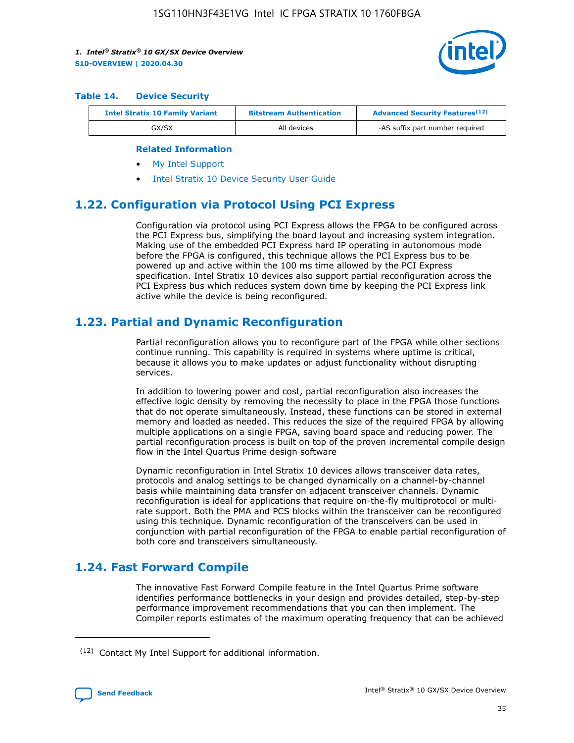**Table 14. Device Security**

| Intel Stratix 10 Family Variant | Bitstream Authentication | Advanced Security Features[12] |
| --- | --- | --- |
| GX/SX | All devices | -AS suffix part number required |

**Related Information**

- My Intel Support
- Intel Stratix 10 Device Security User Guide

## 1.22. Configuration via Protocol Using PCI Express

Configuration via protocol using PCI Express allows the FPGA to be configured across the PCI Express bus, simplifying the board layout and increasing system integration. Making use of the embedded PCI Express hard IP operating in autonomous mode before the FPGA is configured, this technique allows the PCI Express bus to be powered up and active within the 100 ms time allowed by the PCI Express specification. Intel Stratix 10 devices also support partial reconfiguration across the PCI Express bus which reduces system down time by keeping the PCI Express link active while the device is being reconfigured.

## 1.23. Partial and Dynamic Reconfiguration

Partial reconfiguration allows you to reconfigure part of the FPGA while other sections continue running. This capability is required in systems where uptime is critical, because it allows you to make updates or adjust functionality without disrupting services.

In addition to lowering power and cost, partial reconfiguration also increases the effective logic density by removing the necessity to place in the FPGA those functions that do not operate simultaneously. Instead, these functions can be stored in external memory and loaded as needed. This reduces the size of the required FPGA by allowing multiple applications on a single FPGA, saving board space and reducing power. The partial reconfiguration process is built on top of the proven incremental compile design flow in the Intel Quartus Prime design software

Dynamic reconfiguration in Intel Stratix 10 devices allows transceiver data rates, protocols and analog settings to be changed dynamically on a channel-by-channel basis while maintaining data transfer on adjacent transceiver channels. Dynamic reconfiguration is ideal for applications that require on-the-fly multiprotocol or multi-rate support. Both the PMA and PCS blocks within the transceiver can be reconfigured using this technique. Dynamic reconfiguration of the transceivers can be used in conjunction with partial reconfiguration of the FPGA to enable partial reconfiguration of both core and transceivers simultaneously.

## 1.24. Fast Forward Compile

The innovative Fast Forward Compile feature in the Intel Quartus Prime software identifies performance bottlenecks in your design and provides detailed, step-by-step performance improvement recommendations that you can then implement. The Compiler reports estimates of the maximum operating frequency that can be achieved

[12] Contact My Intel Support for additional information.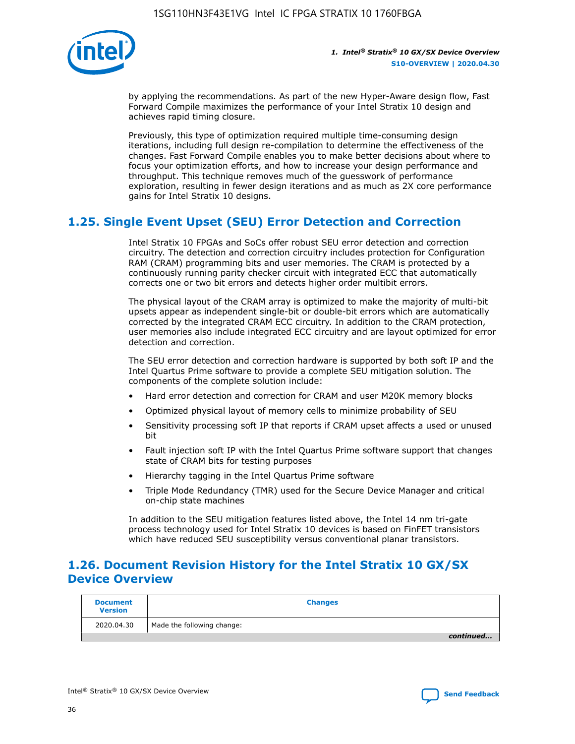by applying the recommendations. As part of the new Hyper-Aware design flow, Fast Forward Compile maximizes the performance of your Intel Stratix 10 design and achieves rapid timing closure.

Previously, this type of optimization required multiple time-consuming design iterations, including full design re-compilation to determine the effectiveness of the changes. Fast Forward Compile enables you to make better decisions about where to focus your optimization efforts, and how to increase your design performance and throughput. This technique removes much of the guesswork of performance exploration, resulting in fewer design iterations and as much as 2X core performance gains for Intel Stratix 10 designs.

## 1.25. Single Event Upset (SEU) Error Detection and Correction

Intel Stratix 10 FPGAs and SoCs offer robust SEU error detection and correction circuitry. The detection and correction circuitry includes protection for Configuration RAM (CRAM) programming bits and user memories. The CRAM is protected by a continuously running parity checker circuit with integrated ECC that automatically corrects one or two bit errors and detects higher order multibit errors.

The physical layout of the CRAM array is optimized to make the majority of multi-bit upsets appear as independent single-bit or double-bit errors which are automatically corrected by the integrated CRAM ECC circuitry. In addition to the CRAM protection, user memories also include integrated ECC circuitry and are layout optimized for error detection and correction.

The SEU error detection and correction hardware is supported by both soft IP and the Intel Quartus Prime software to provide a complete SEU mitigation solution. The components of the complete solution include:

- Hard error detection and correction for CRAM and user M20K memory blocks
- Optimized physical layout of memory cells to minimize probability of SEU
- Sensitivity processing soft IP that reports if CRAM upset affects a used or unused bit
- Fault injection soft IP with the Intel Quartus Prime software support that changes state of CRAM bits for testing purposes
- Hierarchy tagging in the Intel Quartus Prime software
- Triple Mode Redundancy (TMR) used for the Secure Device Manager and critical on-chip state machines

In addition to the SEU mitigation features listed above, the Intel 14 nm tri-gate process technology used for Intel Stratix 10 devices is based on FinFET transistors which have reduced SEU susceptibility versus conventional planar transistors.

## 1.26. Document Revision History for the Intel Stratix 10 GX/SX Device Overview

| Document Version | Changes |
|---|---|
| 2020.04.30 | Made the following change: |
| | *continued...* |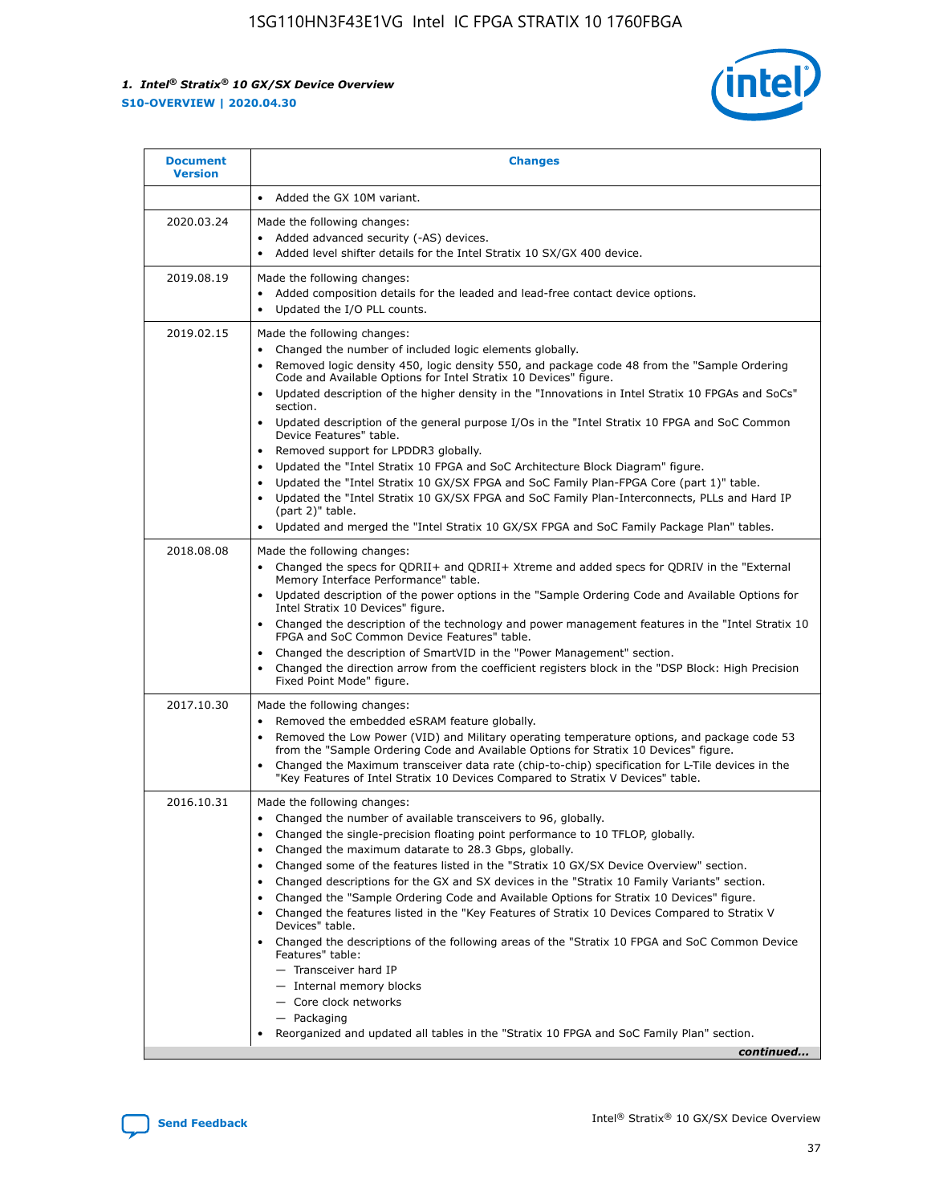| Document Version | Changes |
| --- | --- |
| | • Added the GX 10M variant. |
| 2020.03.24 | Made the following changes:<br>• Added advanced security (-AS) devices.<br>• Added level shifter details for the Intel Stratix 10 SX/GX 400 device. |
| 2019.08.19 | Made the following changes:<br>• Added composition details for the leaded and lead-free contact device options.<br>• Updated the I/O PLL counts. |
| 2019.02.15 | Made the following changes:<br>• Changed the number of included logic elements globally.<br>• Removed logic density 450, logic density 550, and package code 48 from the "Sample Ordering Code and Available Options for Intel Stratix 10 Devices" figure.<br>• Updated description of the higher density in the "Innovations in Intel Stratix 10 FPGAs and SoCs" section.<br>• Updated description of the general purpose I/Os in the "Intel Stratix 10 FPGA and SoC Common Device Features" table.<br>• Removed support for LPDDR3 globally.<br>• Updated the "Intel Stratix 10 FPGA and SoC Architecture Block Diagram" figure.<br>• Updated the "Intel Stratix 10 GX/SX FPGA and SoC Family Plan-FPGA Core (part 1)" table.<br>• Updated the "Intel Stratix 10 GX/SX FPGA and SoC Family Plan-Interconnects, PLLs and Hard IP (part 2)" table.<br>• Updated and merged the "Intel Stratix 10 GX/SX FPGA and SoC Family Package Plan" tables. |
| 2018.08.08 | Made the following changes:<br>• Changed the specs for QDRII+ and QDRII+ Xtreme and added specs for QDRIV in the "External Memory Interface Performance" table.<br>• Updated description of the power options in the "Sample Ordering Code and Available Options for Intel Stratix 10 Devices" figure.<br>• Changed the description of the technology and power management features in the "Intel Stratix 10 FPGA and SoC Common Device Features" table.<br>• Changed the description of SmartVID in the "Power Management" section.<br>• Changed the direction arrow from the coefficient registers block in the "DSP Block: High Precision Fixed Point Mode" figure. |
| 2017.10.30 | Made the following changes:<br>• Removed the embedded eSRAM feature globally.<br>• Removed the Low Power (VID) and Military operating temperature options, and package code 53 from the "Sample Ordering Code and Available Options for Stratix 10 Devices" figure.<br>• Changed the Maximum transceiver data rate (chip-to-chip) specification for L-Tile devices in the "Key Features of Intel Stratix 10 Devices Compared to Stratix V Devices" table. |
| 2016.10.31 | Made the following changes:<br>• Changed the number of available transceivers to 96, globally.<br>• Changed the single-precision floating point performance to 10 TFLOP, globally.<br>• Changed the maximum datarate to 28.3 Gbps, globally.<br>• Changed some of the features listed in the "Stratix 10 GX/SX Device Overview" section.<br>• Changed descriptions for the GX and SX devices in the "Stratix 10 Family Variants" section.<br>• Changed the "Sample Ordering Code and Available Options for Stratix 10 Devices" figure.<br>• Changed the features listed in the "Key Features of Stratix 10 Devices Compared to Stratix V Devices" table.<br>• Changed the descriptions of the following areas of the "Stratix 10 FPGA and SoC Common Device Features" table:<br>— Transceiver hard IP<br>— Internal memory blocks<br>— Core clock networks<br>— Packaging<br>• Reorganized and updated all tables in the "Stratix 10 FPGA and SoC Family Plan" section. |

*continued...*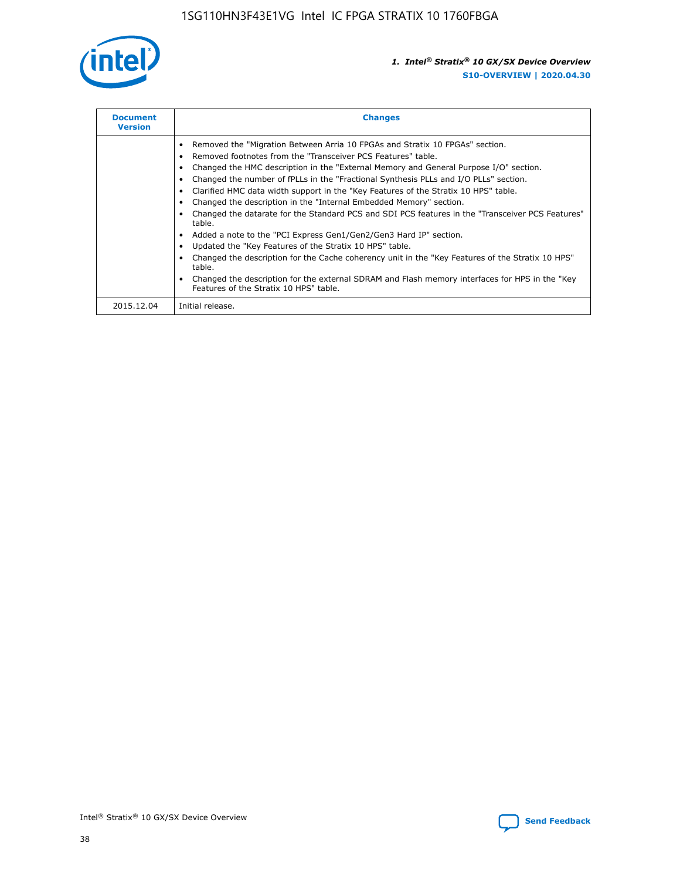| Document Version | Changes |
| --- | --- |
| | • Removed the "Migration Between Arria 10 FPGAs and Stratix 10 FPGAs" section.<br>• Removed footnotes from the "Transceiver PCS Features" table.<br>• Changed the HMC description in the "External Memory and General Purpose I/O" section.<br>• Changed the number of fPLLs in the "Fractional Synthesis PLLs and I/O PLLs" section.<br>• Clarified HMC data width support in the "Key Features of the Stratix 10 HPS" table.<br>• Changed the description in the "Internal Embedded Memory" section.<br>• Changed the datarate for the Standard PCS and SDI PCS features in the "Transceiver PCS Features" table.<br>• Added a note to the "PCI Express Gen1/Gen2/Gen3 Hard IP" section.<br>• Updated the "Key Features of the Stratix 10 HPS" table.<br>• Changed the description for the Cache coherency unit in the "Key Features of the Stratix 10 HPS" table.<br>• Changed the description for the external SDRAM and Flash memory interfaces for HPS in the "Key Features of the Stratix 10 HPS" table. |
| 2015.12.04 | Initial release. |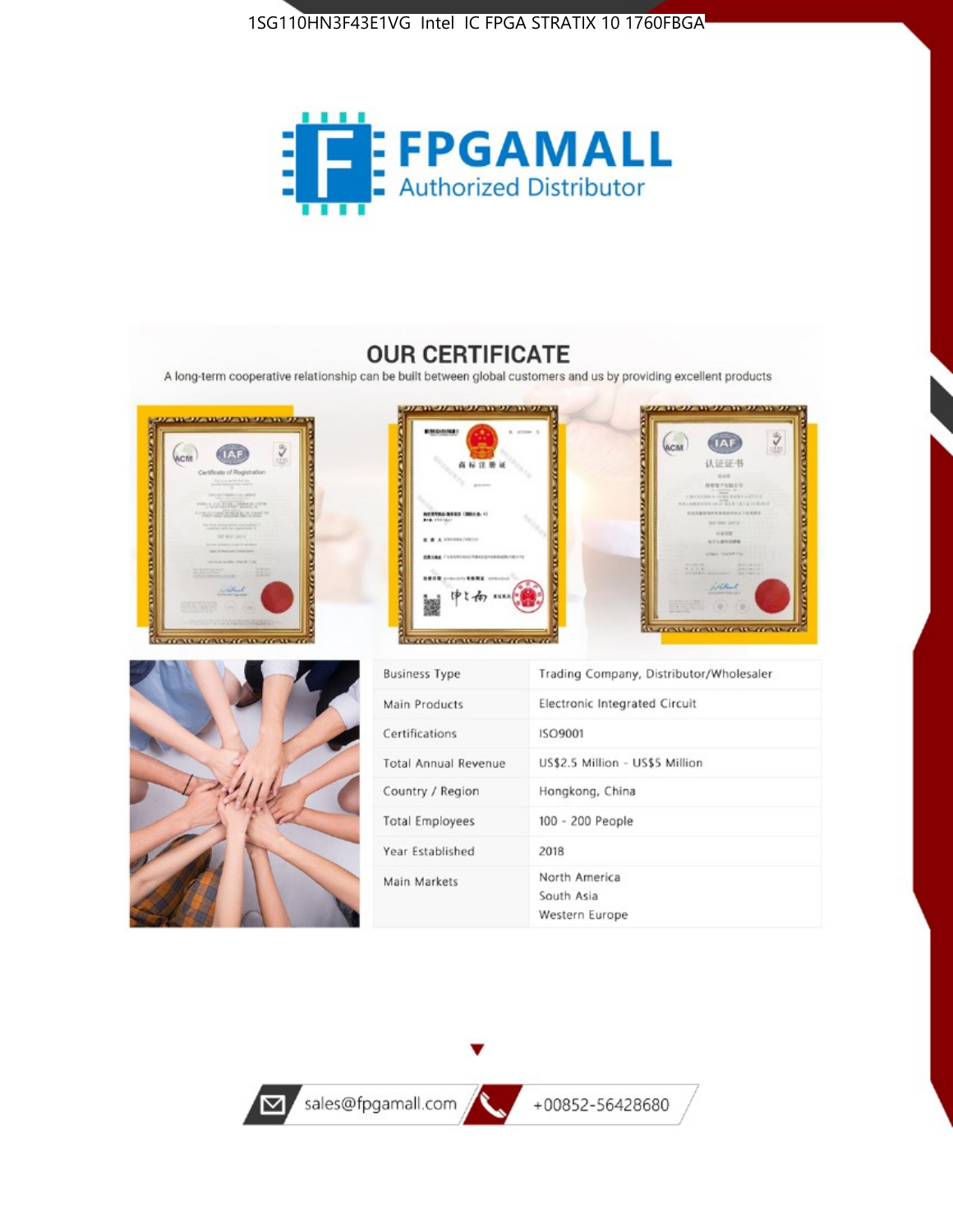FPGAMALL
Authorized Distributor

## OUR CERTIFICATE

A long-term cooperative relationship can be built between global customers and us by providing excellent products

| | |
|---|---|
| Business Type | Trading Company, Distributor/Wholesaler |
| Main Products | Electronic Integrated Circuit |
| Certifications | ISO9001 |
| Total Annual Revenue | US$2.5 Million - US$5 Million |
| Country / Region | Hongkong, China |
| Total Employees | 100 - 200 People |
| Year Established | 2018 |
| Main Markets | North America<br>South Asia<br>Western Europe |

sales@fpgamall.com +00852-56428680